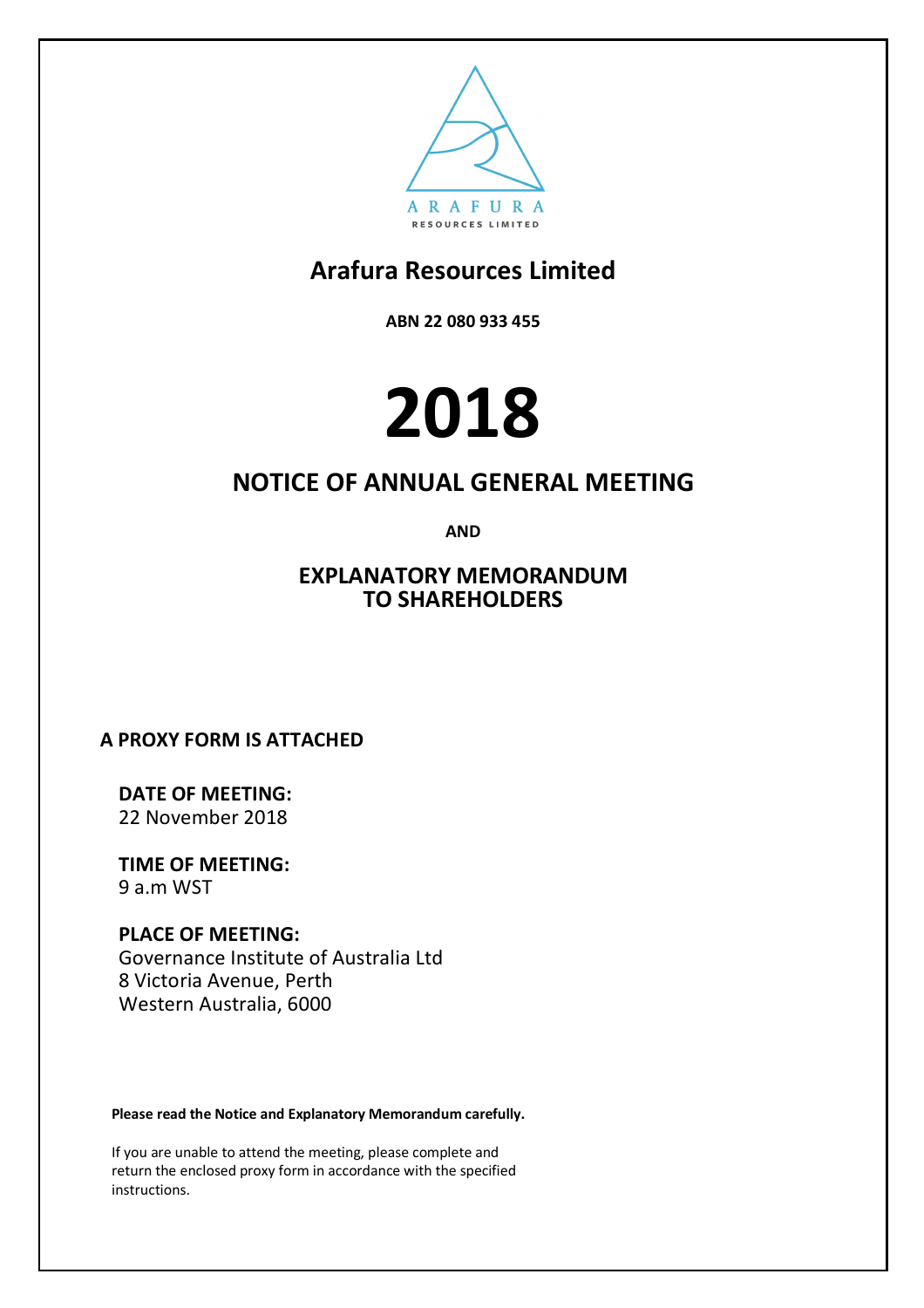ARAFURA

RESOURCES LIMITED

# Arafura Resources Limited

**ABN 22 080 933 455**

# 2018

## NOTICE OF ANNUAL GENERAL MEETING

**AND**

## EXPLANATORY MEMORANDUM TO SHAREHOLDERS

**A PROXY FORM IS ATTACHED**

**DATE OF MEETING:**
22 November 2018

**TIME OF MEETING:**
9 a.m WST

**PLACE OF MEETING:**
Governance Institute of Australia Ltd
8 Victoria Avenue, Perth
Western Australia, 6000

**Please read the Notice and Explanatory Memorandum carefully.**

If you are unable to attend the meeting, please complete and return the enclosed proxy form in accordance with the specified instructions.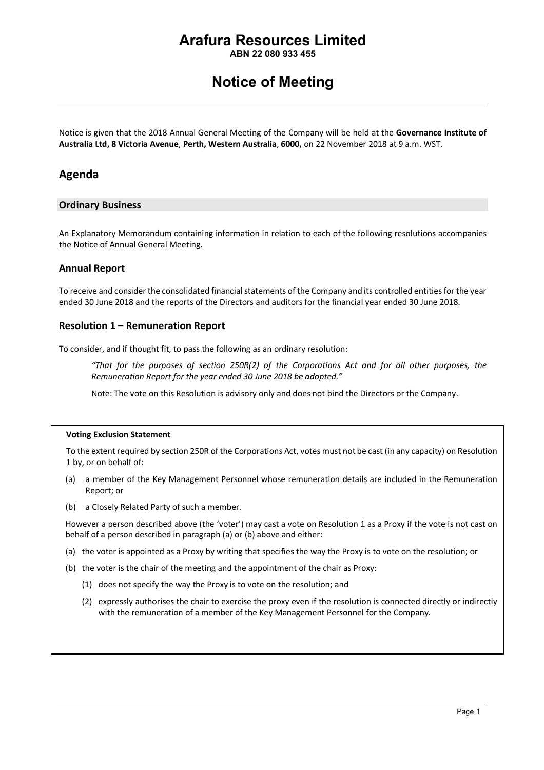# Arafura Resources Limited

**ABN 22 080 933 455**

# Notice of Meeting

Notice is given that the 2018 Annual General Meeting of the Company will be held at the **Governance Institute of Australia Ltd, 8 Victoria Avenue**, **Perth, Western Australia**, **6000,** on 22 November 2018 at 9 a.m. WST.

## Agenda

### Ordinary Business

An Explanatory Memorandum containing information in relation to each of the following resolutions accompanies the Notice of Annual General Meeting.

### Annual Report

To receive and consider the consolidated financial statements of the Company and its controlled entities for the year ended 30 June 2018 and the reports of the Directors and auditors for the financial year ended 30 June 2018.

### Resolution 1 – Remuneration Report

To consider, and if thought fit, to pass the following as an ordinary resolution:

> *"That for the purposes of section 250R(2) of the Corporations Act and for all other purposes, the Remuneration Report for the year ended 30 June 2018 be adopted."*
>
> Note: The vote on this Resolution is advisory only and does not bind the Directors or the Company.

**Voting Exclusion Statement**

To the extent required by section 250R of the Corporations Act, votes must not be cast (in any capacity) on Resolution 1 by, or on behalf of:

(a) a member of the Key Management Personnel whose remuneration details are included in the Remuneration Report; or

(b) a Closely Related Party of such a member.

However a person described above (the 'voter') may cast a vote on Resolution 1 as a Proxy if the vote is not cast on behalf of a person described in paragraph (a) or (b) above and either:

(a) the voter is appointed as a Proxy by writing that specifies the way the Proxy is to vote on the resolution; or

(b) the voter is the chair of the meeting and the appointment of the chair as Proxy:

  (1) does not specify the way the Proxy is to vote on the resolution; and

  (2) expressly authorises the chair to exercise the proxy even if the resolution is connected directly or indirectly with the remuneration of a member of the Key Management Personnel for the Company.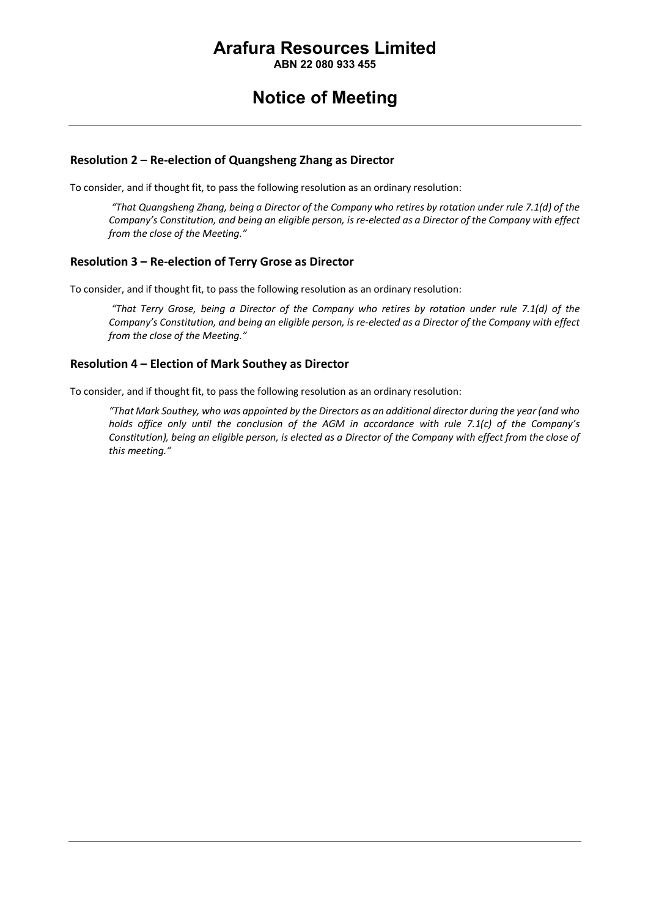### Resolution 2 – Re-election of Quangsheng Zhang as Director

To consider, and if thought fit, to pass the following resolution as an ordinary resolution:

> *"That Quangsheng Zhang, being a Director of the Company who retires by rotation under rule 7.1(d) of the Company's Constitution, and being an eligible person, is re-elected as a Director of the Company with effect from the close of the Meeting."*

### Resolution 3 – Re-election of Terry Grose as Director

To consider, and if thought fit, to pass the following resolution as an ordinary resolution:

> *"That Terry Grose, being a Director of the Company who retires by rotation under rule 7.1(d) of the Company's Constitution, and being an eligible person, is re-elected as a Director of the Company with effect from the close of the Meeting."*

### Resolution 4 – Election of Mark Southey as Director

To consider, and if thought fit, to pass the following resolution as an ordinary resolution:

> *"That Mark Southey, who was appointed by the Directors as an additional director during the year (and who holds office only until the conclusion of the AGM in accordance with rule 7.1(c) of the Company's Constitution), being an eligible person, is elected as a Director of the Company with effect from the close of this meeting."*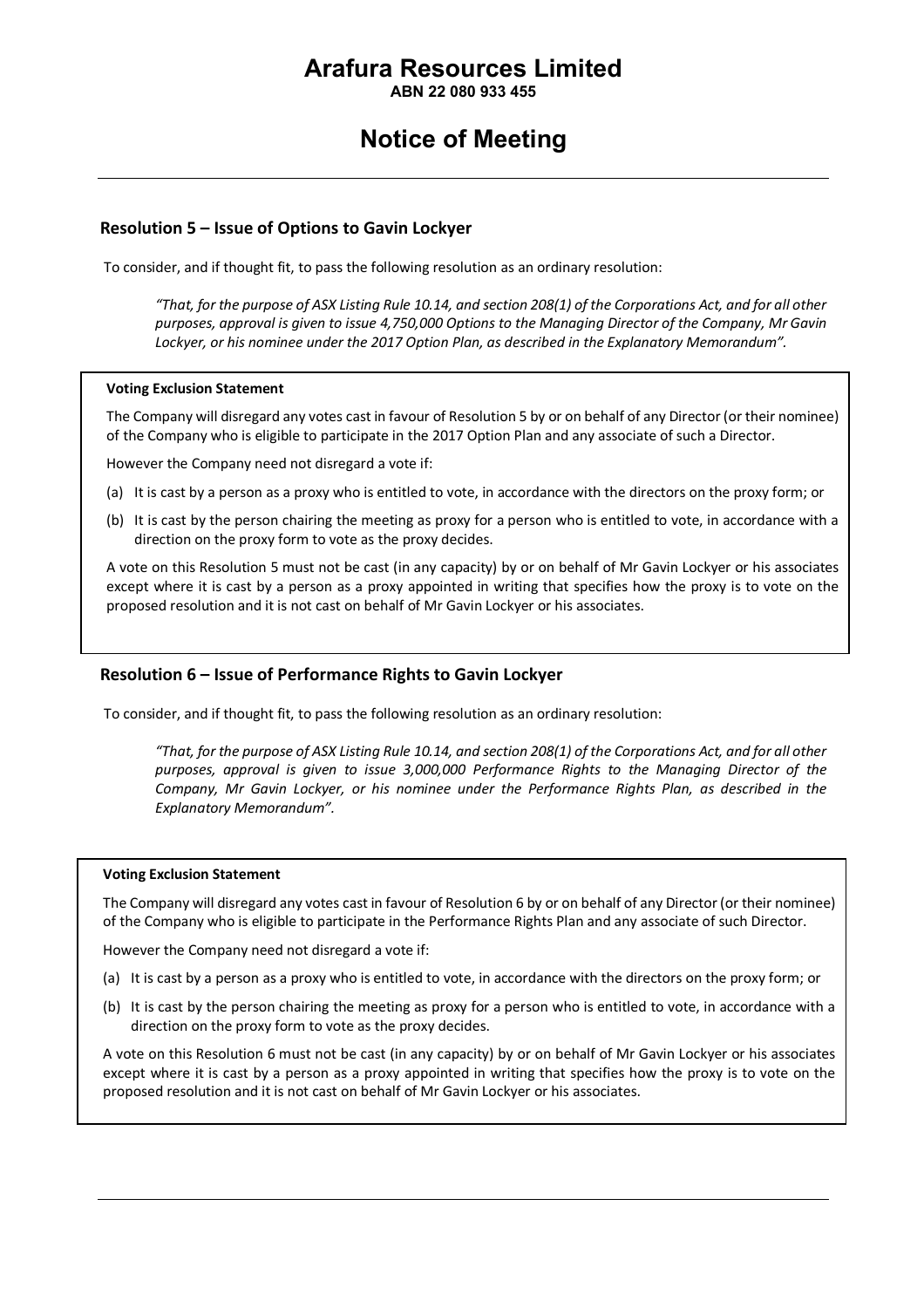### Resolution 5 – Issue of Options to Gavin Lockyer

To consider, and if thought fit, to pass the following resolution as an ordinary resolution:

> *"That, for the purpose of ASX Listing Rule 10.14, and section 208(1) of the Corporations Act, and for all other purposes, approval is given to issue 4,750,000 Options to the Managing Director of the Company, Mr Gavin Lockyer, or his nominee under the 2017 Option Plan, as described in the Explanatory Memorandum".*

**Voting Exclusion Statement**

The Company will disregard any votes cast in favour of Resolution 5 by or on behalf of any Director (or their nominee) of the Company who is eligible to participate in the 2017 Option Plan and any associate of such a Director.

However the Company need not disregard a vote if:

(a) It is cast by a person as a proxy who is entitled to vote, in accordance with the directors on the proxy form; or

(b) It is cast by the person chairing the meeting as proxy for a person who is entitled to vote, in accordance with a direction on the proxy form to vote as the proxy decides.

A vote on this Resolution 5 must not be cast (in any capacity) by or on behalf of Mr Gavin Lockyer or his associates except where it is cast by a person as a proxy appointed in writing that specifies how the proxy is to vote on the proposed resolution and it is not cast on behalf of Mr Gavin Lockyer or his associates.

### Resolution 6 – Issue of Performance Rights to Gavin Lockyer

To consider, and if thought fit, to pass the following resolution as an ordinary resolution:

> *"That, for the purpose of ASX Listing Rule 10.14, and section 208(1) of the Corporations Act, and for all other purposes, approval is given to issue 3,000,000 Performance Rights to the Managing Director of the Company, Mr Gavin Lockyer, or his nominee under the Performance Rights Plan, as described in the Explanatory Memorandum".*

**Voting Exclusion Statement**

The Company will disregard any votes cast in favour of Resolution 6 by or on behalf of any Director (or their nominee) of the Company who is eligible to participate in the Performance Rights Plan and any associate of such Director.

However the Company need not disregard a vote if:

(a) It is cast by a person as a proxy who is entitled to vote, in accordance with the directors on the proxy form; or

(b) It is cast by the person chairing the meeting as proxy for a person who is entitled to vote, in accordance with a direction on the proxy form to vote as the proxy decides.

A vote on this Resolution 6 must not be cast (in any capacity) by or on behalf of Mr Gavin Lockyer or his associates except where it is cast by a person as a proxy appointed in writing that specifies how the proxy is to vote on the proposed resolution and it is not cast on behalf of Mr Gavin Lockyer or his associates.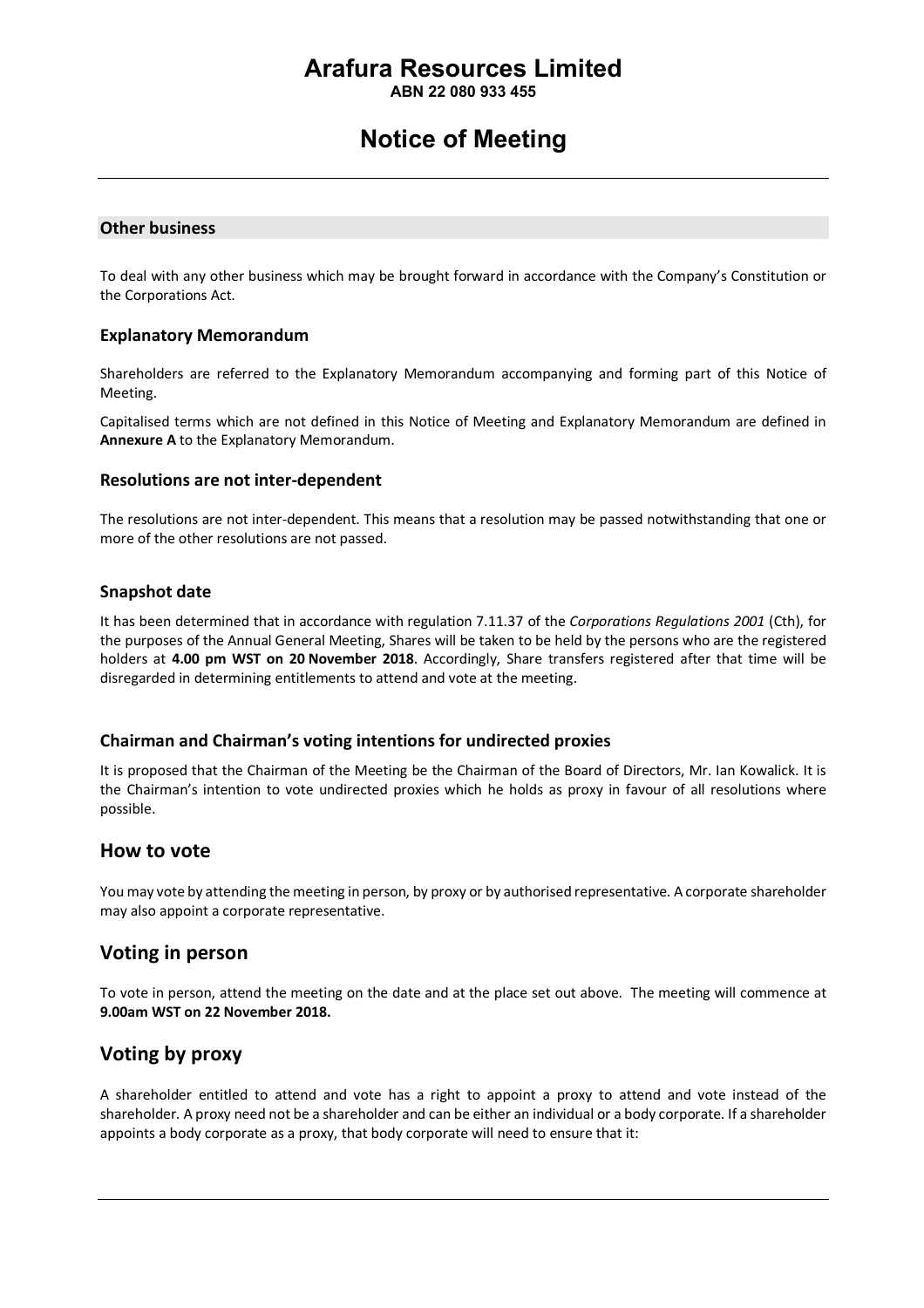# Arafura Resources Limited

**ABN 22 080 933 455**

# Notice of Meeting

## Other business

To deal with any other business which may be brought forward in accordance with the Company's Constitution or the Corporations Act.

### Explanatory Memorandum

Shareholders are referred to the Explanatory Memorandum accompanying and forming part of this Notice of Meeting.

Capitalised terms which are not defined in this Notice of Meeting and Explanatory Memorandum are defined in **Annexure A** to the Explanatory Memorandum.

### Resolutions are not inter-dependent

The resolutions are not inter-dependent. This means that a resolution may be passed notwithstanding that one or more of the other resolutions are not passed.

### Snapshot date

It has been determined that in accordance with regulation 7.11.37 of the *Corporations Regulations 2001* (Cth), for the purposes of the Annual General Meeting, Shares will be taken to be held by the persons who are the registered holders at **4.00 pm WST on 20 November 2018**. Accordingly, Share transfers registered after that time will be disregarded in determining entitlements to attend and vote at the meeting.

### Chairman and Chairman's voting intentions for undirected proxies

It is proposed that the Chairman of the Meeting be the Chairman of the Board of Directors, Mr. Ian Kowalick. It is the Chairman's intention to vote undirected proxies which he holds as proxy in favour of all resolutions where possible.

## How to vote

You may vote by attending the meeting in person, by proxy or by authorised representative. A corporate shareholder may also appoint a corporate representative.

## Voting in person

To vote in person, attend the meeting on the date and at the place set out above. The meeting will commence at **9.00am WST on 22 November 2018.**

## Voting by proxy

A shareholder entitled to attend and vote has a right to appoint a proxy to attend and vote instead of the shareholder. A proxy need not be a shareholder and can be either an individual or a body corporate. If a shareholder appoints a body corporate as a proxy, that body corporate will need to ensure that it: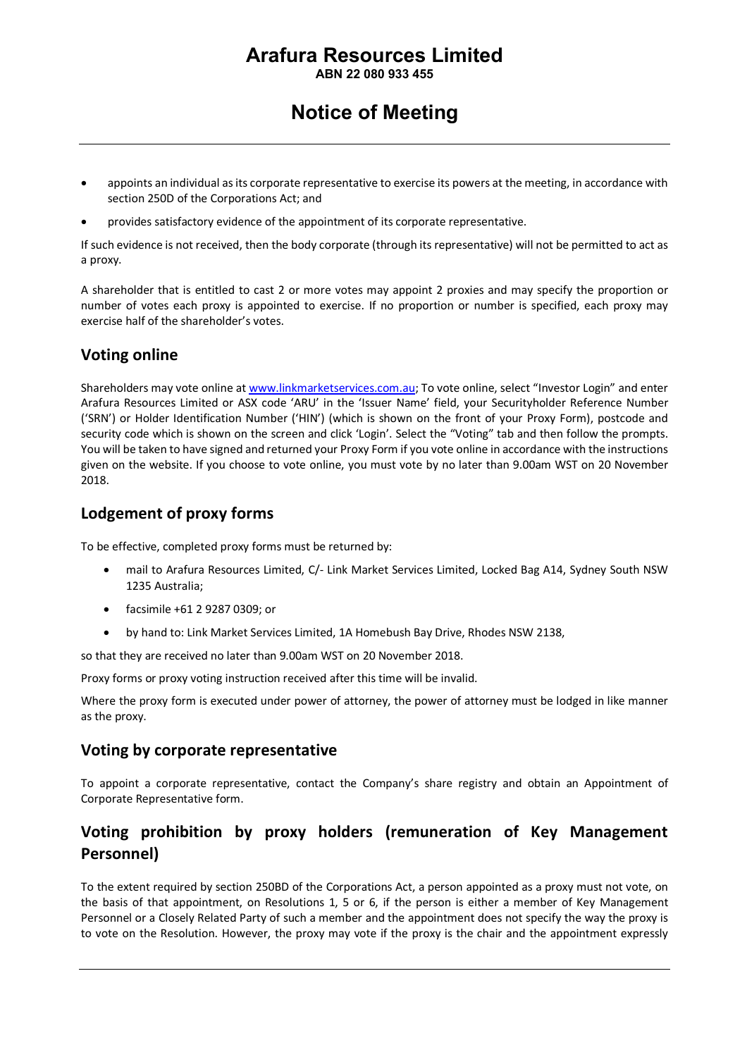- appoints an individual as its corporate representative to exercise its powers at the meeting, in accordance with section 250D of the Corporations Act; and
- provides satisfactory evidence of the appointment of its corporate representative.

If such evidence is not received, then the body corporate (through its representative) will not be permitted to act as a proxy.

A shareholder that is entitled to cast 2 or more votes may appoint 2 proxies and may specify the proportion or number of votes each proxy is appointed to exercise. If no proportion or number is specified, each proxy may exercise half of the shareholder's votes.

## Voting online

Shareholders may vote online at [www.linkmarketservices.com.au](www.linkmarketservices.com.au); To vote online, select "Investor Login" and enter Arafura Resources Limited or ASX code 'ARU' in the 'Issuer Name' field, your Securityholder Reference Number ('SRN') or Holder Identification Number ('HIN') (which is shown on the front of your Proxy Form), postcode and security code which is shown on the screen and click 'Login'. Select the "Voting" tab and then follow the prompts. You will be taken to have signed and returned your Proxy Form if you vote online in accordance with the instructions given on the website. If you choose to vote online, you must vote by no later than 9.00am WST on 20 November 2018.

## Lodgement of proxy forms

To be effective, completed proxy forms must be returned by:

- mail to Arafura Resources Limited, C/- Link Market Services Limited, Locked Bag A14, Sydney South NSW 1235 Australia;
- facsimile +61 2 9287 0309; or
- by hand to: Link Market Services Limited, 1A Homebush Bay Drive, Rhodes NSW 2138,

so that they are received no later than 9.00am WST on 20 November 2018.

Proxy forms or proxy voting instruction received after this time will be invalid.

Where the proxy form is executed under power of attorney, the power of attorney must be lodged in like manner as the proxy.

## Voting by corporate representative

To appoint a corporate representative, contact the Company's share registry and obtain an Appointment of Corporate Representative form.

## Voting prohibition by proxy holders (remuneration of Key Management Personnel)

To the extent required by section 250BD of the Corporations Act, a person appointed as a proxy must not vote, on the basis of that appointment, on Resolutions 1, 5 or 6, if the person is either a member of Key Management Personnel or a Closely Related Party of such a member and the appointment does not specify the way the proxy is to vote on the Resolution. However, the proxy may vote if the proxy is the chair and the appointment expressly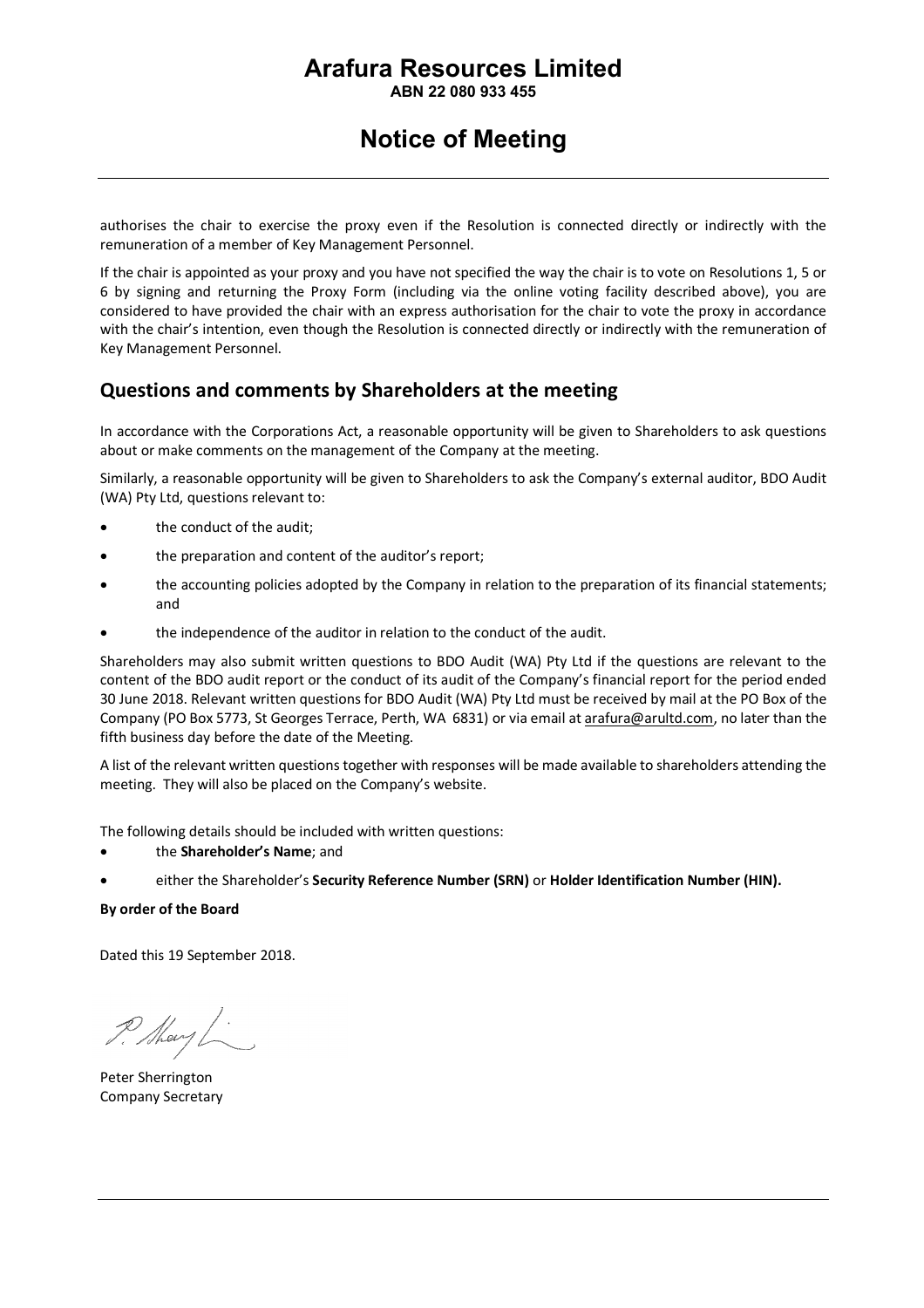authorises the chair to exercise the proxy even if the Resolution is connected directly or indirectly with the remuneration of a member of Key Management Personnel.

If the chair is appointed as your proxy and you have not specified the way the chair is to vote on Resolutions 1, 5 or 6 by signing and returning the Proxy Form (including via the online voting facility described above), you are considered to have provided the chair with an express authorisation for the chair to vote the proxy in accordance with the chair's intention, even though the Resolution is connected directly or indirectly with the remuneration of Key Management Personnel.

## Questions and comments by Shareholders at the meeting

In accordance with the Corporations Act, a reasonable opportunity will be given to Shareholders to ask questions about or make comments on the management of the Company at the meeting.

Similarly, a reasonable opportunity will be given to Shareholders to ask the Company's external auditor, BDO Audit (WA) Pty Ltd, questions relevant to:

- the conduct of the audit;
- the preparation and content of the auditor's report;
- the accounting policies adopted by the Company in relation to the preparation of its financial statements; and
- the independence of the auditor in relation to the conduct of the audit.

Shareholders may also submit written questions to BDO Audit (WA) Pty Ltd if the questions are relevant to the content of the BDO audit report or the conduct of its audit of the Company's financial report for the period ended 30 June 2018. Relevant written questions for BDO Audit (WA) Pty Ltd must be received by mail at the PO Box of the Company (PO Box 5773, St Georges Terrace, Perth, WA 6831) or via email at arafura@arultd.com, no later than the fifth business day before the date of the Meeting.

A list of the relevant written questions together with responses will be made available to shareholders attending the meeting. They will also be placed on the Company's website.

The following details should be included with written questions:

- the **Shareholder's Name**; and
- either the Shareholder's **Security Reference Number (SRN)** or **Holder Identification Number (HIN).**

**By order of the Board**

Dated this 19 September 2018.

Peter Sherrington
Company Secretary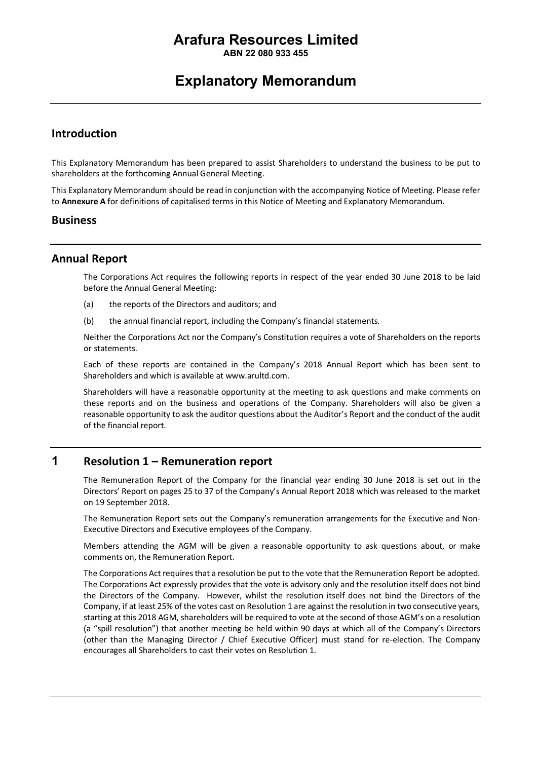# Arafura Resources Limited

**ABN 22 080 933 455**

# Explanatory Memorandum

## Introduction

This Explanatory Memorandum has been prepared to assist Shareholders to understand the business to be put to shareholders at the forthcoming Annual General Meeting.

This Explanatory Memorandum should be read in conjunction with the accompanying Notice of Meeting. Please refer to **Annexure A** for definitions of capitalised terms in this Notice of Meeting and Explanatory Memorandum.

## Business

## Annual Report

The Corporations Act requires the following reports in respect of the year ended 30 June 2018 to be laid before the Annual General Meeting:

(a) the reports of the Directors and auditors; and

(b) the annual financial report, including the Company's financial statements.

Neither the Corporations Act nor the Company's Constitution requires a vote of Shareholders on the reports or statements.

Each of these reports are contained in the Company's 2018 Annual Report which has been sent to Shareholders and which is available at www.arultd.com.

Shareholders will have a reasonable opportunity at the meeting to ask questions and make comments on these reports and on the business and operations of the Company. Shareholders will also be given a reasonable opportunity to ask the auditor questions about the Auditor's Report and the conduct of the audit of the financial report.

## 1 Resolution 1 – Remuneration report

The Remuneration Report of the Company for the financial year ending 30 June 2018 is set out in the Directors' Report on pages 25 to 37 of the Company's Annual Report 2018 which was released to the market on 19 September 2018.

The Remuneration Report sets out the Company's remuneration arrangements for the Executive and Non-Executive Directors and Executive employees of the Company.

Members attending the AGM will be given a reasonable opportunity to ask questions about, or make comments on, the Remuneration Report.

The Corporations Act requires that a resolution be put to the vote that the Remuneration Report be adopted. The Corporations Act expressly provides that the vote is advisory only and the resolution itself does not bind the Directors of the Company. However, whilst the resolution itself does not bind the Directors of the Company, if at least 25% of the votes cast on Resolution 1 are against the resolution in two consecutive years, starting at this 2018 AGM, shareholders will be required to vote at the second of those AGM's on a resolution (a "spill resolution") that another meeting be held within 90 days at which all of the Company's Directors (other than the Managing Director / Chief Executive Officer) must stand for re-election. The Company encourages all Shareholders to cast their votes on Resolution 1.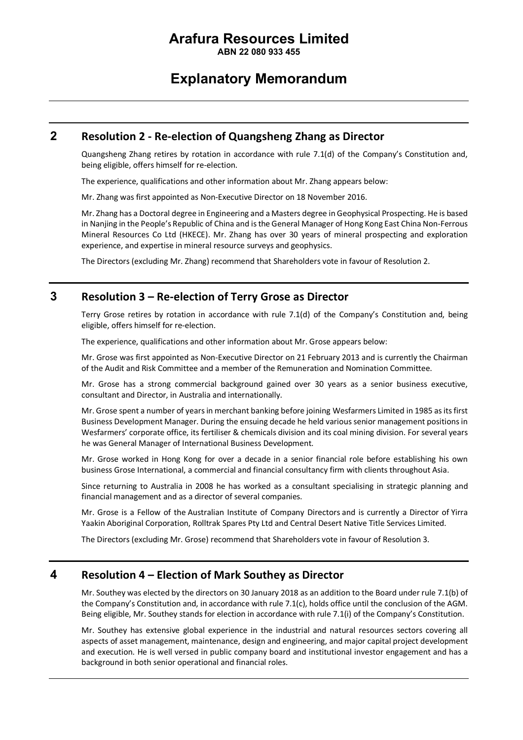# Arafura Resources Limited

**ABN 22 080 933 455**

# Explanatory Memorandum

## 2 Resolution 2 - Re-election of Quangsheng Zhang as Director

Quangsheng Zhang retires by rotation in accordance with rule 7.1(d) of the Company's Constitution and, being eligible, offers himself for re-election.

The experience, qualifications and other information about Mr. Zhang appears below:

Mr. Zhang was first appointed as Non-Executive Director on 18 November 2016.

Mr. Zhang has a Doctoral degree in Engineering and a Masters degree in Geophysical Prospecting. He is based in Nanjing in the People's Republic of China and is the General Manager of Hong Kong East China Non-Ferrous Mineral Resources Co Ltd (HKECE). Mr. Zhang has over 30 years of mineral prospecting and exploration experience, and expertise in mineral resource surveys and geophysics.

The Directors (excluding Mr. Zhang) recommend that Shareholders vote in favour of Resolution 2.

## 3 Resolution 3 – Re-election of Terry Grose as Director

Terry Grose retires by rotation in accordance with rule 7.1(d) of the Company's Constitution and, being eligible, offers himself for re-election.

The experience, qualifications and other information about Mr. Grose appears below:

Mr. Grose was first appointed as Non-Executive Director on 21 February 2013 and is currently the Chairman of the Audit and Risk Committee and a member of the Remuneration and Nomination Committee.

Mr. Grose has a strong commercial background gained over 30 years as a senior business executive, consultant and Director, in Australia and internationally.

Mr. Grose spent a number of years in merchant banking before joining Wesfarmers Limited in 1985 as its first Business Development Manager. During the ensuing decade he held various senior management positions in Wesfarmers' corporate office, its fertiliser & chemicals division and its coal mining division. For several years he was General Manager of International Business Development.

Mr. Grose worked in Hong Kong for over a decade in a senior financial role before establishing his own business Grose International, a commercial and financial consultancy firm with clients throughout Asia.

Since returning to Australia in 2008 he has worked as a consultant specialising in strategic planning and financial management and as a director of several companies.

Mr. Grose is a Fellow of the Australian Institute of Company Directors and is currently a Director of Yirra Yaakin Aboriginal Corporation, Rolltrak Spares Pty Ltd and Central Desert Native Title Services Limited.

The Directors (excluding Mr. Grose) recommend that Shareholders vote in favour of Resolution 3.

## 4 Resolution 4 – Election of Mark Southey as Director

Mr. Southey was elected by the directors on 30 January 2018 as an addition to the Board under rule 7.1(b) of the Company's Constitution and, in accordance with rule 7.1(c), holds office until the conclusion of the AGM. Being eligible, Mr. Southey stands for election in accordance with rule 7.1(i) of the Company's Constitution.

Mr. Southey has extensive global experience in the industrial and natural resources sectors covering all aspects of asset management, maintenance, design and engineering, and major capital project development and execution. He is well versed in public company board and institutional investor engagement and has a background in both senior operational and financial roles.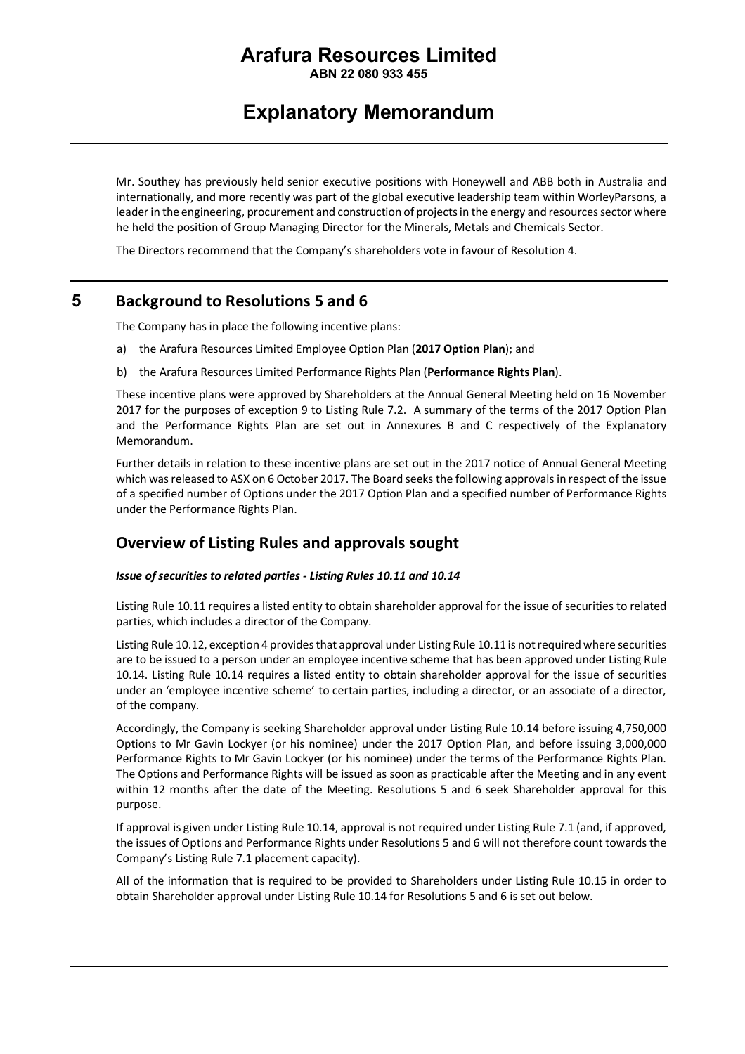Mr. Southey has previously held senior executive positions with Honeywell and ABB both in Australia and internationally, and more recently was part of the global executive leadership team within WorleyParsons, a leader in the engineering, procurement and construction of projects in the energy and resources sector where he held the position of Group Managing Director for the Minerals, Metals and Chemicals Sector.

The Directors recommend that the Company's shareholders vote in favour of Resolution 4.

## 5 Background to Resolutions 5 and 6

The Company has in place the following incentive plans:

a) the Arafura Resources Limited Employee Option Plan (**2017 Option Plan**); and

b) the Arafura Resources Limited Performance Rights Plan (**Performance Rights Plan**).

These incentive plans were approved by Shareholders at the Annual General Meeting held on 16 November 2017 for the purposes of exception 9 to Listing Rule 7.2. A summary of the terms of the 2017 Option Plan and the Performance Rights Plan are set out in Annexures B and C respectively of the Explanatory Memorandum.

Further details in relation to these incentive plans are set out in the 2017 notice of Annual General Meeting which was released to ASX on 6 October 2017. The Board seeks the following approvals in respect of the issue of a specified number of Options under the 2017 Option Plan and a specified number of Performance Rights under the Performance Rights Plan.

## Overview of Listing Rules and approvals sought

***Issue of securities to related parties - Listing Rules 10.11 and 10.14***

Listing Rule 10.11 requires a listed entity to obtain shareholder approval for the issue of securities to related parties, which includes a director of the Company.

Listing Rule 10.12, exception 4 provides that approval under Listing Rule 10.11 is not required where securities are to be issued to a person under an employee incentive scheme that has been approved under Listing Rule 10.14. Listing Rule 10.14 requires a listed entity to obtain shareholder approval for the issue of securities under an 'employee incentive scheme' to certain parties, including a director, or an associate of a director, of the company.

Accordingly, the Company is seeking Shareholder approval under Listing Rule 10.14 before issuing 4,750,000 Options to Mr Gavin Lockyer (or his nominee) under the 2017 Option Plan, and before issuing 3,000,000 Performance Rights to Mr Gavin Lockyer (or his nominee) under the terms of the Performance Rights Plan. The Options and Performance Rights will be issued as soon as practicable after the Meeting and in any event within 12 months after the date of the Meeting. Resolutions 5 and 6 seek Shareholder approval for this purpose.

If approval is given under Listing Rule 10.14, approval is not required under Listing Rule 7.1 (and, if approved, the issues of Options and Performance Rights under Resolutions 5 and 6 will not therefore count towards the Company's Listing Rule 7.1 placement capacity).

All of the information that is required to be provided to Shareholders under Listing Rule 10.15 in order to obtain Shareholder approval under Listing Rule 10.14 for Resolutions 5 and 6 is set out below.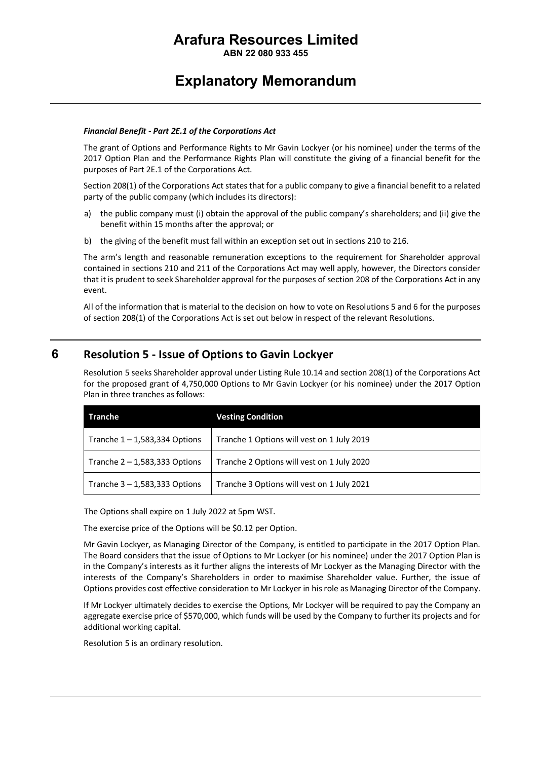***Financial Benefit - Part 2E.1 of the Corporations Act***

The grant of Options and Performance Rights to Mr Gavin Lockyer (or his nominee) under the terms of the 2017 Option Plan and the Performance Rights Plan will constitute the giving of a financial benefit for the purposes of Part 2E.1 of the Corporations Act.

Section 208(1) of the Corporations Act states that for a public company to give a financial benefit to a related party of the public company (which includes its directors):

a) the public company must (i) obtain the approval of the public company's shareholders; and (ii) give the benefit within 15 months after the approval; or

b) the giving of the benefit must fall within an exception set out in sections 210 to 216.

The arm's length and reasonable remuneration exceptions to the requirement for Shareholder approval contained in sections 210 and 211 of the Corporations Act may well apply, however, the Directors consider that it is prudent to seek Shareholder approval for the purposes of section 208 of the Corporations Act in any event.

All of the information that is material to the decision on how to vote on Resolutions 5 and 6 for the purposes of section 208(1) of the Corporations Act is set out below in respect of the relevant Resolutions.

## 6 Resolution 5 - Issue of Options to Gavin Lockyer

Resolution 5 seeks Shareholder approval under Listing Rule 10.14 and section 208(1) of the Corporations Act for the proposed grant of 4,750,000 Options to Mr Gavin Lockyer (or his nominee) under the 2017 Option Plan in three tranches as follows:

| Tranche | Vesting Condition |
|---|---|
| Tranche 1 – 1,583,334 Options | Tranche 1 Options will vest on 1 July 2019 |
| Tranche 2 – 1,583,333 Options | Tranche 2 Options will vest on 1 July 2020 |
| Tranche 3 – 1,583,333 Options | Tranche 3 Options will vest on 1 July 2021 |

The Options shall expire on 1 July 2022 at 5pm WST.

The exercise price of the Options will be $0.12 per Option.

Mr Gavin Lockyer, as Managing Director of the Company, is entitled to participate in the 2017 Option Plan. The Board considers that the issue of Options to Mr Lockyer (or his nominee) under the 2017 Option Plan is in the Company's interests as it further aligns the interests of Mr Lockyer as the Managing Director with the interests of the Company's Shareholders in order to maximise Shareholder value. Further, the issue of Options provides cost effective consideration to Mr Lockyer in his role as Managing Director of the Company.

If Mr Lockyer ultimately decides to exercise the Options, Mr Lockyer will be required to pay the Company an aggregate exercise price of $570,000, which funds will be used by the Company to further its projects and for additional working capital.

Resolution 5 is an ordinary resolution.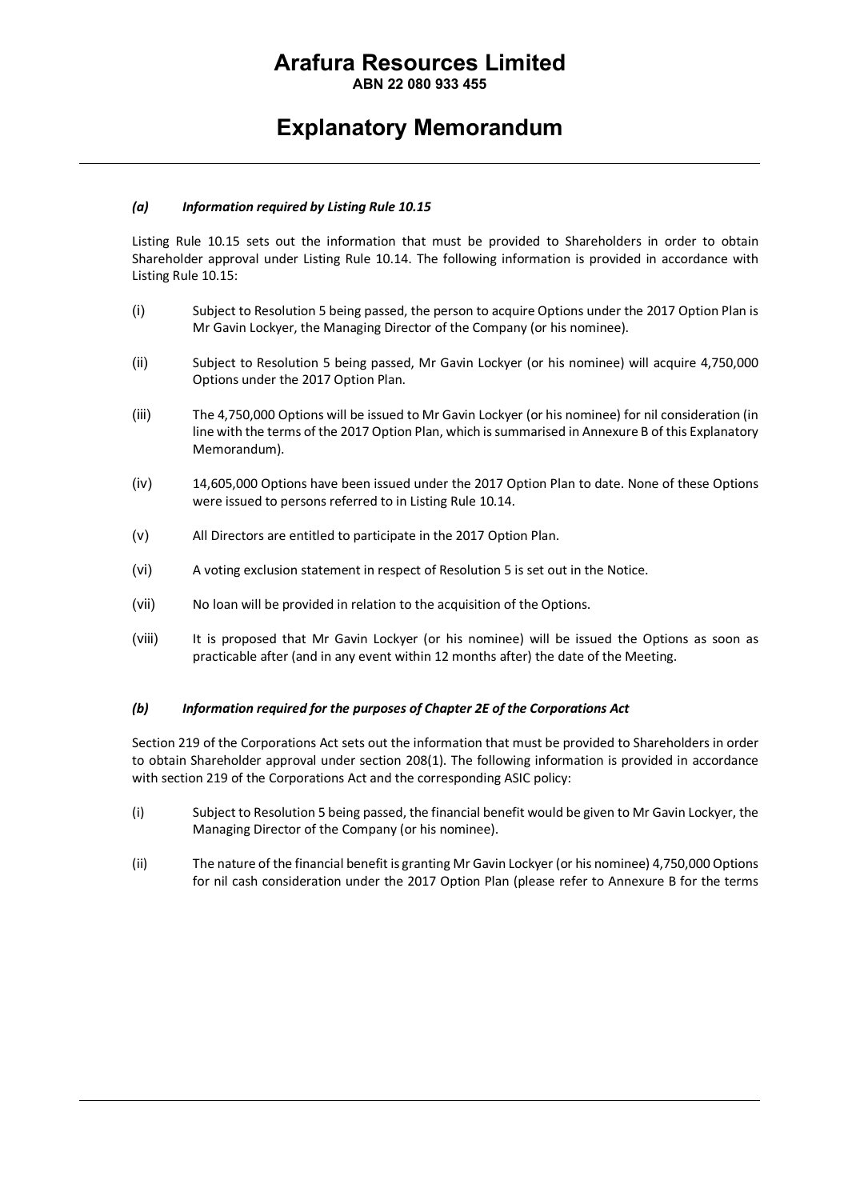# Arafura Resources Limited

**ABN 22 080 933 455**

# Explanatory Memorandum

***(a) Information required by Listing Rule 10.15***

Listing Rule 10.15 sets out the information that must be provided to Shareholders in order to obtain Shareholder approval under Listing Rule 10.14. The following information is provided in accordance with Listing Rule 10.15:

(i) Subject to Resolution 5 being passed, the person to acquire Options under the 2017 Option Plan is Mr Gavin Lockyer, the Managing Director of the Company (or his nominee).

(ii) Subject to Resolution 5 being passed, Mr Gavin Lockyer (or his nominee) will acquire 4,750,000 Options under the 2017 Option Plan.

(iii) The 4,750,000 Options will be issued to Mr Gavin Lockyer (or his nominee) for nil consideration (in line with the terms of the 2017 Option Plan, which is summarised in Annexure B of this Explanatory Memorandum).

(iv) 14,605,000 Options have been issued under the 2017 Option Plan to date. None of these Options were issued to persons referred to in Listing Rule 10.14.

(v) All Directors are entitled to participate in the 2017 Option Plan.

(vi) A voting exclusion statement in respect of Resolution 5 is set out in the Notice.

(vii) No loan will be provided in relation to the acquisition of the Options.

(viii) It is proposed that Mr Gavin Lockyer (or his nominee) will be issued the Options as soon as practicable after (and in any event within 12 months after) the date of the Meeting.

***(b) Information required for the purposes of Chapter 2E of the Corporations Act***

Section 219 of the Corporations Act sets out the information that must be provided to Shareholders in order to obtain Shareholder approval under section 208(1). The following information is provided in accordance with section 219 of the Corporations Act and the corresponding ASIC policy:

(i) Subject to Resolution 5 being passed, the financial benefit would be given to Mr Gavin Lockyer, the Managing Director of the Company (or his nominee).

(ii) The nature of the financial benefit is granting Mr Gavin Lockyer (or his nominee) 4,750,000 Options for nil cash consideration under the 2017 Option Plan (please refer to Annexure B for the terms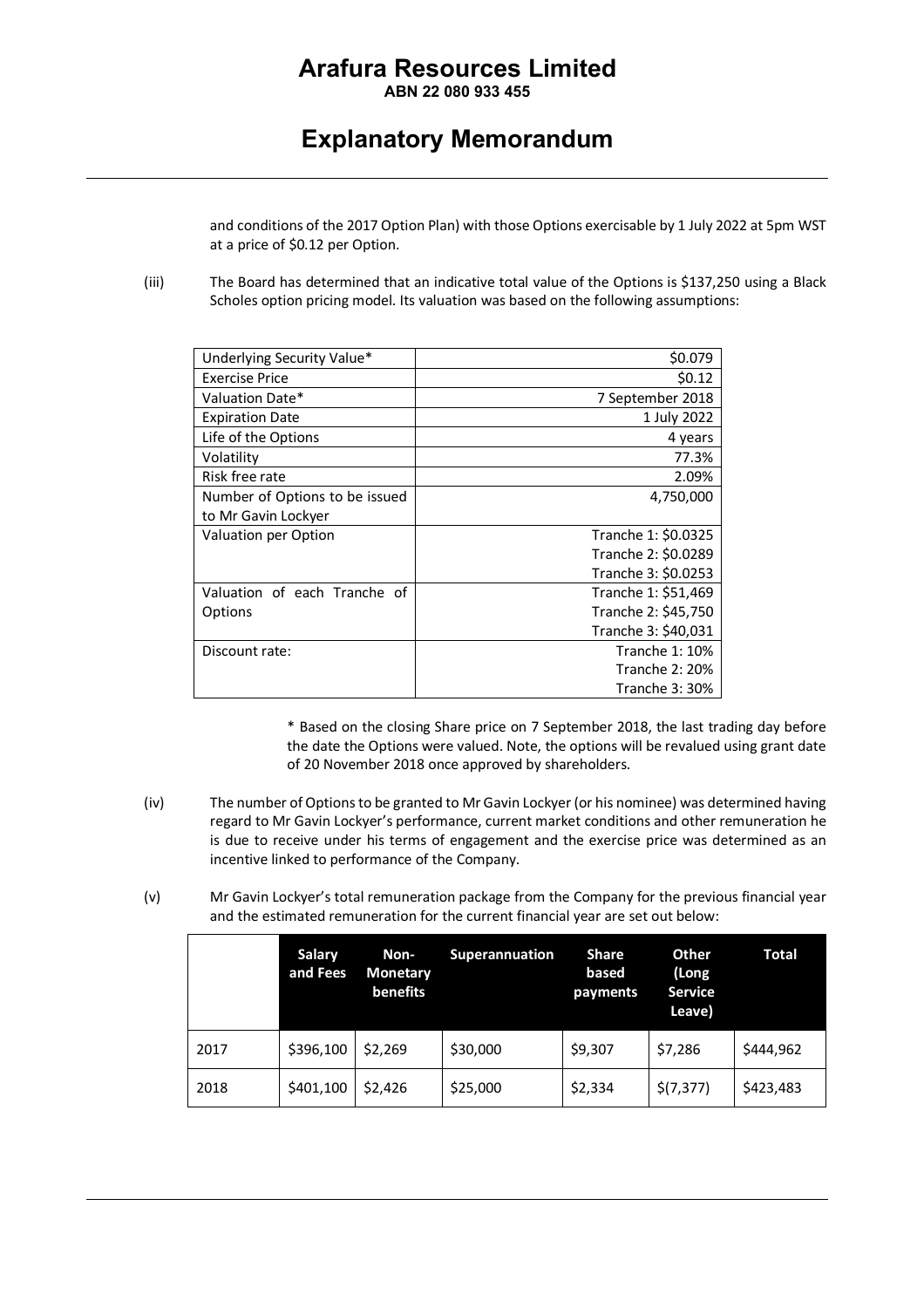and conditions of the 2017 Option Plan) with those Options exercisable by 1 July 2022 at 5pm WST at a price of $0.12 per Option.

(iii) The Board has determined that an indicative total value of the Options is $137,250 using a Black Scholes option pricing model. Its valuation was based on the following assumptions:

| | |
|---|---|
| Underlying Security Value* | $0.079 |
| Exercise Price | $0.12 |
| Valuation Date* | 7 September 2018 |
| Expiration Date | 1 July 2022 |
| Life of the Options | 4 years |
| Volatility | 77.3% |
| Risk free rate | 2.09% |
| Number of Options to be issued to Mr Gavin Lockyer | 4,750,000 |
| Valuation per Option | Tranche 1: $0.0325<br>Tranche 2: $0.0289<br>Tranche 3: $0.0253 |
| Valuation of each Tranche of Options | Tranche 1: $51,469<br>Tranche 2: $45,750<br>Tranche 3: $40,031 |
| Discount rate: | Tranche 1: 10%<br>Tranche 2: 20%<br>Tranche 3: 30% |

\* Based on the closing Share price on 7 September 2018, the last trading day before the date the Options were valued. Note, the options will be revalued using grant date of 20 November 2018 once approved by shareholders.

(iv) The number of Options to be granted to Mr Gavin Lockyer (or his nominee) was determined having regard to Mr Gavin Lockyer's performance, current market conditions and other remuneration he is due to receive under his terms of engagement and the exercise price was determined as an incentive linked to performance of the Company.

(v) Mr Gavin Lockyer's total remuneration package from the Company for the previous financial year and the estimated remuneration for the current financial year are set out below:

| | Salary and Fees | Non-Monetary benefits | Superannuation | Share based payments | Other (Long Service Leave) | Total |
|---|---|---|---|---|---|---|
| 2017 | $396,100 | $2,269 | $30,000 | $9,307 | $7,286 | $444,962 |
| 2018 | $401,100 | $2,426 | $25,000 | $2,334 | $(7,377) | $423,483 |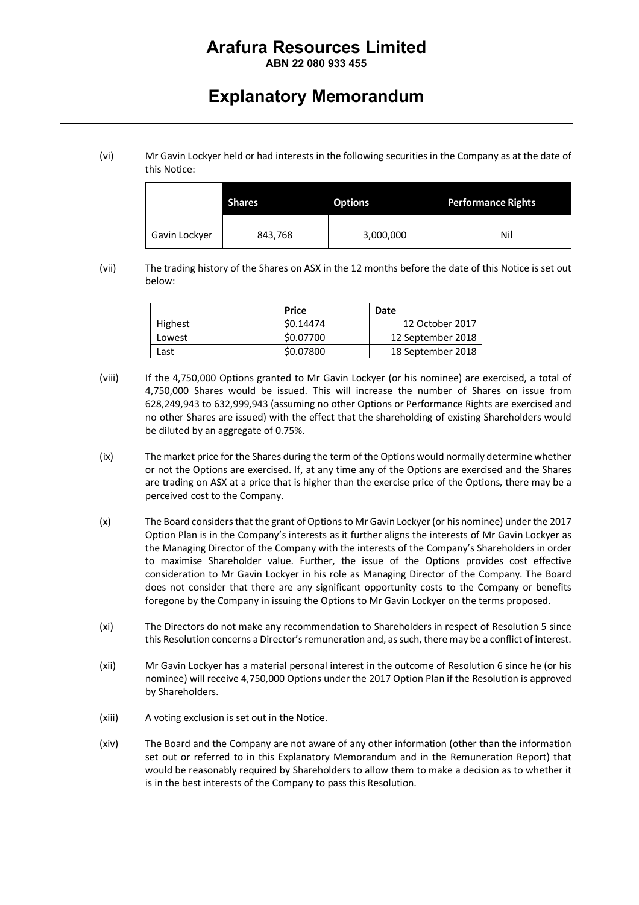(vi) Mr Gavin Lockyer held or had interests in the following securities in the Company as at the date of this Notice:

| | Shares | Options | Performance Rights |
|---|---|---|---|
| Gavin Lockyer | 843,768 | 3,000,000 | Nil |

(vii) The trading history of the Shares on ASX in the 12 months before the date of this Notice is set out below:

| | Price | Date |
|---|---|---|
| Highest | $0.14474 | 12 October 2017 |
| Lowest | $0.07700 | 12 September 2018 |
| Last | $0.07800 | 18 September 2018 |

(viii) If the 4,750,000 Options granted to Mr Gavin Lockyer (or his nominee) are exercised, a total of 4,750,000 Shares would be issued. This will increase the number of Shares on issue from 628,249,943 to 632,999,943 (assuming no other Options or Performance Rights are exercised and no other Shares are issued) with the effect that the shareholding of existing Shareholders would be diluted by an aggregate of 0.75%.

(ix) The market price for the Shares during the term of the Options would normally determine whether or not the Options are exercised. If, at any time any of the Options are exercised and the Shares are trading on ASX at a price that is higher than the exercise price of the Options, there may be a perceived cost to the Company.

(x) The Board considers that the grant of Options to Mr Gavin Lockyer (or his nominee) under the 2017 Option Plan is in the Company's interests as it further aligns the interests of Mr Gavin Lockyer as the Managing Director of the Company with the interests of the Company's Shareholders in order to maximise Shareholder value. Further, the issue of the Options provides cost effective consideration to Mr Gavin Lockyer in his role as Managing Director of the Company. The Board does not consider that there are any significant opportunity costs to the Company or benefits foregone by the Company in issuing the Options to Mr Gavin Lockyer on the terms proposed.

(xi) The Directors do not make any recommendation to Shareholders in respect of Resolution 5 since this Resolution concerns a Director's remuneration and, as such, there may be a conflict of interest.

(xii) Mr Gavin Lockyer has a material personal interest in the outcome of Resolution 6 since he (or his nominee) will receive 4,750,000 Options under the 2017 Option Plan if the Resolution is approved by Shareholders.

(xiii) A voting exclusion is set out in the Notice.

(xiv) The Board and the Company are not aware of any other information (other than the information set out or referred to in this Explanatory Memorandum and in the Remuneration Report) that would be reasonably required by Shareholders to allow them to make a decision as to whether it is in the best interests of the Company to pass this Resolution.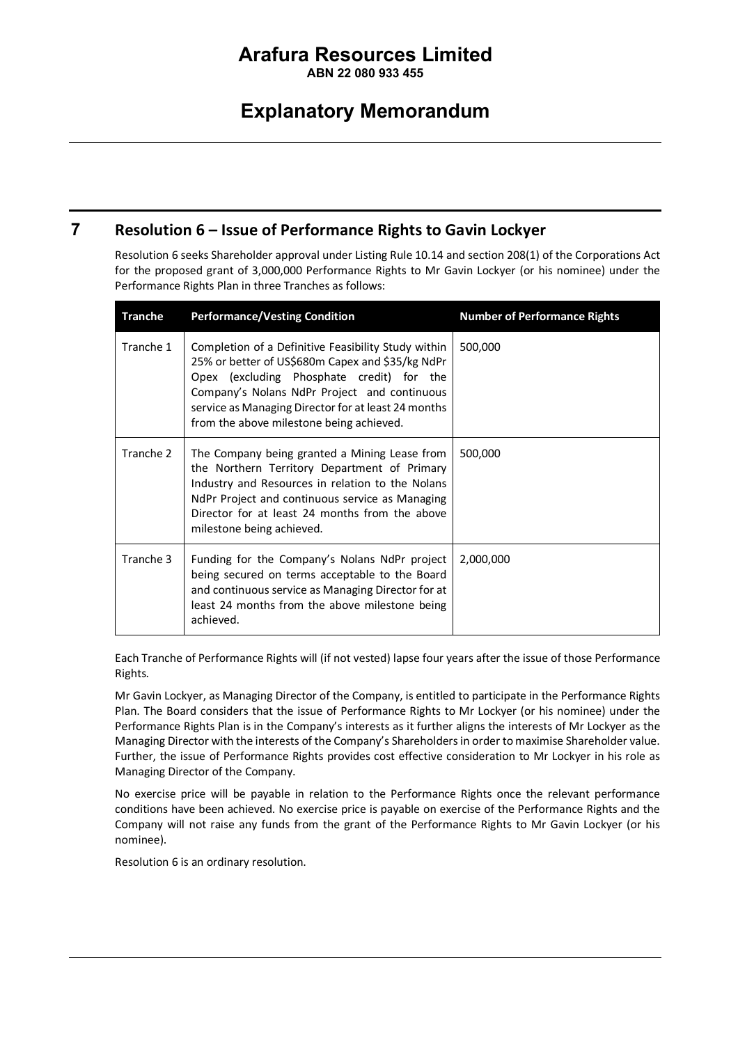## 7 Resolution 6 – Issue of Performance Rights to Gavin Lockyer

Resolution 6 seeks Shareholder approval under Listing Rule 10.14 and section 208(1) of the Corporations Act for the proposed grant of 3,000,000 Performance Rights to Mr Gavin Lockyer (or his nominee) under the Performance Rights Plan in three Tranches as follows:

| Tranche | Performance/Vesting Condition | Number of Performance Rights |
|---|---|---|
| Tranche 1 | Completion of a Definitive Feasibility Study within 25% or better of US$680m Capex and $35/kg NdPr Opex (excluding Phosphate credit) for the Company's Nolans NdPr Project and continuous service as Managing Director for at least 24 months from the above milestone being achieved. | 500,000 |
| Tranche 2 | The Company being granted a Mining Lease from the Northern Territory Department of Primary Industry and Resources in relation to the Nolans NdPr Project and continuous service as Managing Director for at least 24 months from the above milestone being achieved. | 500,000 |
| Tranche 3 | Funding for the Company's Nolans NdPr project being secured on terms acceptable to the Board and continuous service as Managing Director for at least 24 months from the above milestone being achieved. | 2,000,000 |

Each Tranche of Performance Rights will (if not vested) lapse four years after the issue of those Performance Rights.

Mr Gavin Lockyer, as Managing Director of the Company, is entitled to participate in the Performance Rights Plan. The Board considers that the issue of Performance Rights to Mr Lockyer (or his nominee) under the Performance Rights Plan is in the Company's interests as it further aligns the interests of Mr Lockyer as the Managing Director with the interests of the Company's Shareholders in order to maximise Shareholder value. Further, the issue of Performance Rights provides cost effective consideration to Mr Lockyer in his role as Managing Director of the Company.

No exercise price will be payable in relation to the Performance Rights once the relevant performance conditions have been achieved. No exercise price is payable on exercise of the Performance Rights and the Company will not raise any funds from the grant of the Performance Rights to Mr Gavin Lockyer (or his nominee).

Resolution 6 is an ordinary resolution.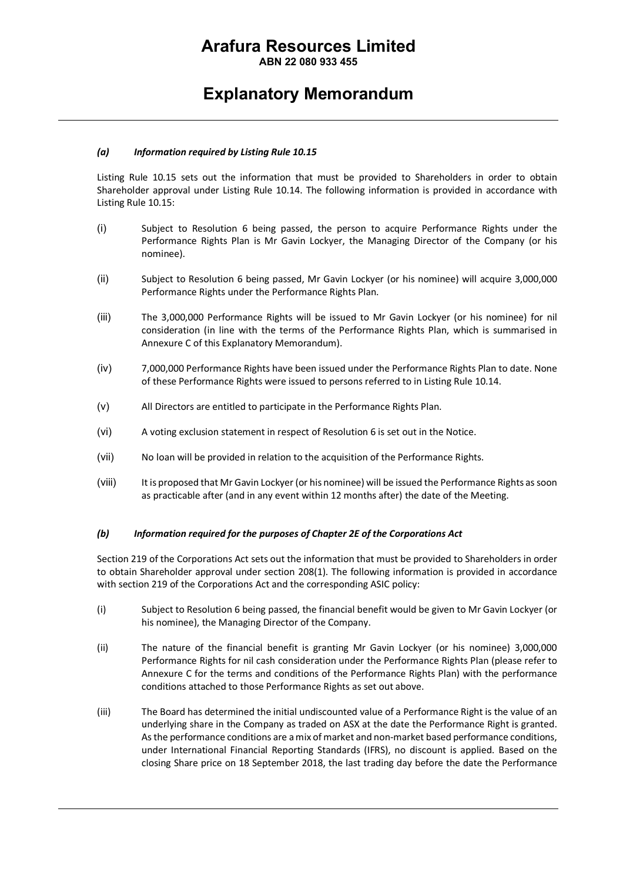*(a)* ***Information required by Listing Rule 10.15***

Listing Rule 10.15 sets out the information that must be provided to Shareholders in order to obtain Shareholder approval under Listing Rule 10.14. The following information is provided in accordance with Listing Rule 10.15:

(i) Subject to Resolution 6 being passed, the person to acquire Performance Rights under the Performance Rights Plan is Mr Gavin Lockyer, the Managing Director of the Company (or his nominee).

(ii) Subject to Resolution 6 being passed, Mr Gavin Lockyer (or his nominee) will acquire 3,000,000 Performance Rights under the Performance Rights Plan.

(iii) The 3,000,000 Performance Rights will be issued to Mr Gavin Lockyer (or his nominee) for nil consideration (in line with the terms of the Performance Rights Plan, which is summarised in Annexure C of this Explanatory Memorandum).

(iv) 7,000,000 Performance Rights have been issued under the Performance Rights Plan to date. None of these Performance Rights were issued to persons referred to in Listing Rule 10.14.

(v) All Directors are entitled to participate in the Performance Rights Plan.

(vi) A voting exclusion statement in respect of Resolution 6 is set out in the Notice.

(vii) No loan will be provided in relation to the acquisition of the Performance Rights.

(viii) It is proposed that Mr Gavin Lockyer (or his nominee) will be issued the Performance Rights as soon as practicable after (and in any event within 12 months after) the date of the Meeting.

*(b)* ***Information required for the purposes of Chapter 2E of the Corporations Act***

Section 219 of the Corporations Act sets out the information that must be provided to Shareholders in order to obtain Shareholder approval under section 208(1). The following information is provided in accordance with section 219 of the Corporations Act and the corresponding ASIC policy:

(i) Subject to Resolution 6 being passed, the financial benefit would be given to Mr Gavin Lockyer (or his nominee), the Managing Director of the Company.

(ii) The nature of the financial benefit is granting Mr Gavin Lockyer (or his nominee) 3,000,000 Performance Rights for nil cash consideration under the Performance Rights Plan (please refer to Annexure C for the terms and conditions of the Performance Rights Plan) with the performance conditions attached to those Performance Rights as set out above.

(iii) The Board has determined the initial undiscounted value of a Performance Right is the value of an underlying share in the Company as traded on ASX at the date the Performance Right is granted. As the performance conditions are a mix of market and non-market based performance conditions, under International Financial Reporting Standards (IFRS), no discount is applied. Based on the closing Share price on 18 September 2018, the last trading day before the date the Performance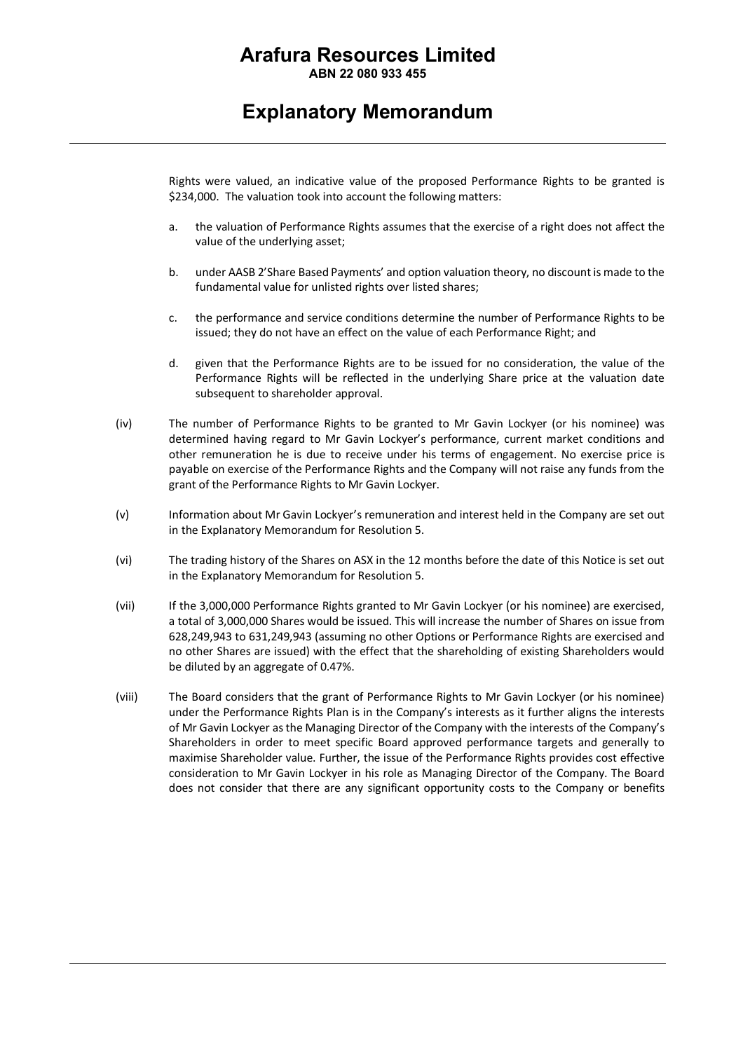Rights were valued, an indicative value of the proposed Performance Rights to be granted is $234,000. The valuation took into account the following matters:

a. the valuation of Performance Rights assumes that the exercise of a right does not affect the value of the underlying asset;

b. under AASB 2'Share Based Payments' and option valuation theory, no discount is made to the fundamental value for unlisted rights over listed shares;

c. the performance and service conditions determine the number of Performance Rights to be issued; they do not have an effect on the value of each Performance Right; and

d. given that the Performance Rights are to be issued for no consideration, the value of the Performance Rights will be reflected in the underlying Share price at the valuation date subsequent to shareholder approval.

(iv) The number of Performance Rights to be granted to Mr Gavin Lockyer (or his nominee) was determined having regard to Mr Gavin Lockyer's performance, current market conditions and other remuneration he is due to receive under his terms of engagement. No exercise price is payable on exercise of the Performance Rights and the Company will not raise any funds from the grant of the Performance Rights to Mr Gavin Lockyer.

(v) Information about Mr Gavin Lockyer's remuneration and interest held in the Company are set out in the Explanatory Memorandum for Resolution 5.

(vi) The trading history of the Shares on ASX in the 12 months before the date of this Notice is set out in the Explanatory Memorandum for Resolution 5.

(vii) If the 3,000,000 Performance Rights granted to Mr Gavin Lockyer (or his nominee) are exercised, a total of 3,000,000 Shares would be issued. This will increase the number of Shares on issue from 628,249,943 to 631,249,943 (assuming no other Options or Performance Rights are exercised and no other Shares are issued) with the effect that the shareholding of existing Shareholders would be diluted by an aggregate of 0.47%.

(viii) The Board considers that the grant of Performance Rights to Mr Gavin Lockyer (or his nominee) under the Performance Rights Plan is in the Company's interests as it further aligns the interests of Mr Gavin Lockyer as the Managing Director of the Company with the interests of the Company's Shareholders in order to meet specific Board approved performance targets and generally to maximise Shareholder value. Further, the issue of the Performance Rights provides cost effective consideration to Mr Gavin Lockyer in his role as Managing Director of the Company. The Board does not consider that there are any significant opportunity costs to the Company or benefits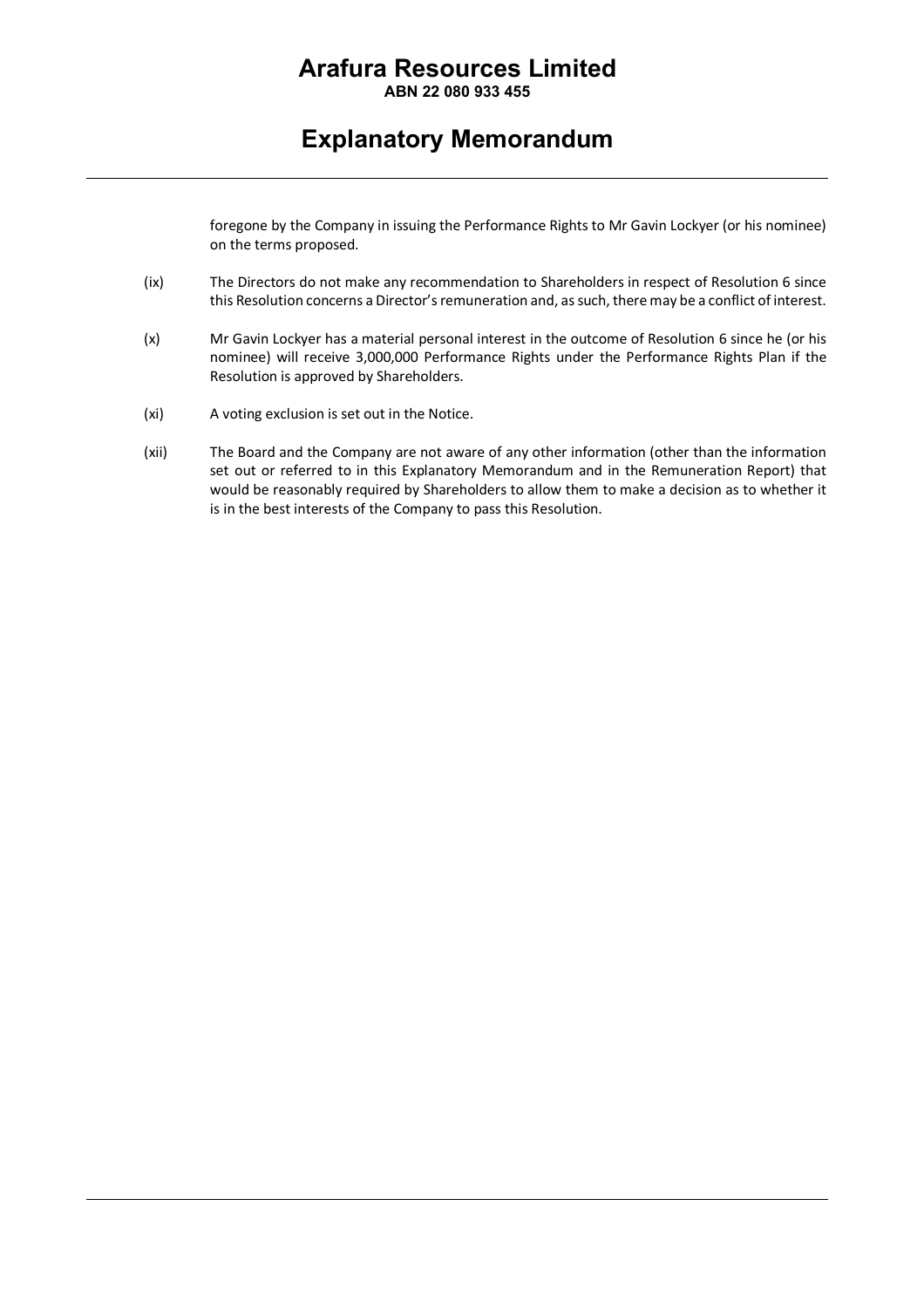foregone by the Company in issuing the Performance Rights to Mr Gavin Lockyer (or his nominee) on the terms proposed.

(ix) The Directors do not make any recommendation to Shareholders in respect of Resolution 6 since this Resolution concerns a Director's remuneration and, as such, there may be a conflict of interest.

(x) Mr Gavin Lockyer has a material personal interest in the outcome of Resolution 6 since he (or his nominee) will receive 3,000,000 Performance Rights under the Performance Rights Plan if the Resolution is approved by Shareholders.

(xi) A voting exclusion is set out in the Notice.

(xii) The Board and the Company are not aware of any other information (other than the information set out or referred to in this Explanatory Memorandum and in the Remuneration Report) that would be reasonably required by Shareholders to allow them to make a decision as to whether it is in the best interests of the Company to pass this Resolution.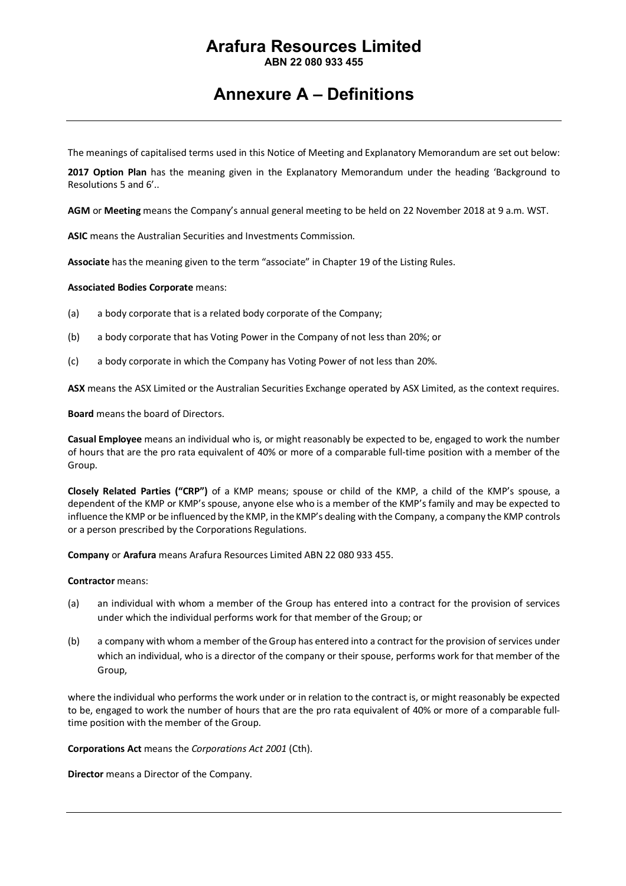# Arafura Resources Limited

**ABN 22 080 933 455**

## Annexure A – Definitions

The meanings of capitalised terms used in this Notice of Meeting and Explanatory Memorandum are set out below:

**2017 Option Plan** has the meaning given in the Explanatory Memorandum under the heading 'Background to Resolutions 5 and 6'..

**AGM** or **Meeting** means the Company's annual general meeting to be held on 22 November 2018 at 9 a.m. WST.

**ASIC** means the Australian Securities and Investments Commission.

**Associate** has the meaning given to the term "associate" in Chapter 19 of the Listing Rules.

**Associated Bodies Corporate** means:

(a) a body corporate that is a related body corporate of the Company;

(b) a body corporate that has Voting Power in the Company of not less than 20%; or

(c) a body corporate in which the Company has Voting Power of not less than 20%.

**ASX** means the ASX Limited or the Australian Securities Exchange operated by ASX Limited, as the context requires.

**Board** means the board of Directors.

**Casual Employee** means an individual who is, or might reasonably be expected to be, engaged to work the number of hours that are the pro rata equivalent of 40% or more of a comparable full-time position with a member of the Group.

**Closely Related Parties ("CRP")** of a KMP means; spouse or child of the KMP, a child of the KMP's spouse, a dependent of the KMP or KMP's spouse, anyone else who is a member of the KMP's family and may be expected to influence the KMP or be influenced by the KMP, in the KMP's dealing with the Company, a company the KMP controls or a person prescribed by the Corporations Regulations.

**Company** or **Arafura** means Arafura Resources Limited ABN 22 080 933 455.

**Contractor** means:

(a) an individual with whom a member of the Group has entered into a contract for the provision of services under which the individual performs work for that member of the Group; or

(b) a company with whom a member of the Group has entered into a contract for the provision of services under which an individual, who is a director of the company or their spouse, performs work for that member of the Group,

where the individual who performs the work under or in relation to the contract is, or might reasonably be expected to be, engaged to work the number of hours that are the pro rata equivalent of 40% or more of a comparable full-time position with the member of the Group.

**Corporations Act** means the *Corporations Act 2001* (Cth).

**Director** means a Director of the Company.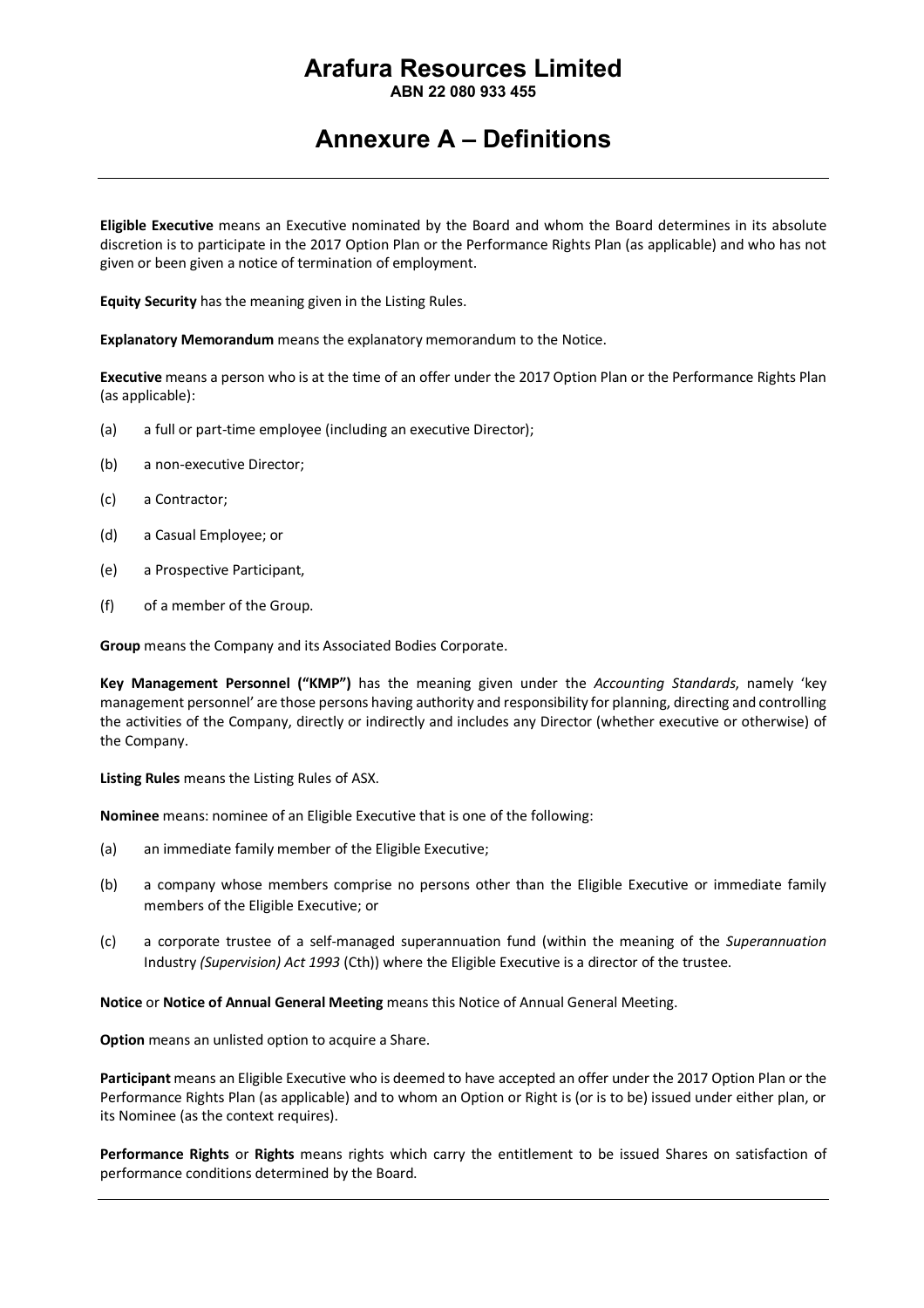# Arafura Resources Limited

**ABN 22 080 933 455**

# Annexure A – Definitions

**Eligible Executive** means an Executive nominated by the Board and whom the Board determines in its absolute discretion is to participate in the 2017 Option Plan or the Performance Rights Plan (as applicable) and who has not given or been given a notice of termination of employment.

**Equity Security** has the meaning given in the Listing Rules.

**Explanatory Memorandum** means the explanatory memorandum to the Notice.

**Executive** means a person who is at the time of an offer under the 2017 Option Plan or the Performance Rights Plan (as applicable):

(a) a full or part-time employee (including an executive Director);

(b) a non-executive Director;

(c) a Contractor;

(d) a Casual Employee; or

(e) a Prospective Participant,

(f) of a member of the Group.

**Group** means the Company and its Associated Bodies Corporate.

**Key Management Personnel ("KMP")** has the meaning given under the *Accounting Standards*, namely 'key management personnel' are those persons having authority and responsibility for planning, directing and controlling the activities of the Company, directly or indirectly and includes any Director (whether executive or otherwise) of the Company.

**Listing Rules** means the Listing Rules of ASX.

**Nominee** means: nominee of an Eligible Executive that is one of the following:

(a) an immediate family member of the Eligible Executive;

(b) a company whose members comprise no persons other than the Eligible Executive or immediate family members of the Eligible Executive; or

(c) a corporate trustee of a self-managed superannuation fund (within the meaning of the *Superannuation* Industry *(Supervision) Act 1993* (Cth)) where the Eligible Executive is a director of the trustee.

**Notice** or **Notice of Annual General Meeting** means this Notice of Annual General Meeting.

**Option** means an unlisted option to acquire a Share.

**Participant** means an Eligible Executive who is deemed to have accepted an offer under the 2017 Option Plan or the Performance Rights Plan (as applicable) and to whom an Option or Right is (or is to be) issued under either plan, or its Nominee (as the context requires).

**Performance Rights** or **Rights** means rights which carry the entitlement to be issued Shares on satisfaction of performance conditions determined by the Board.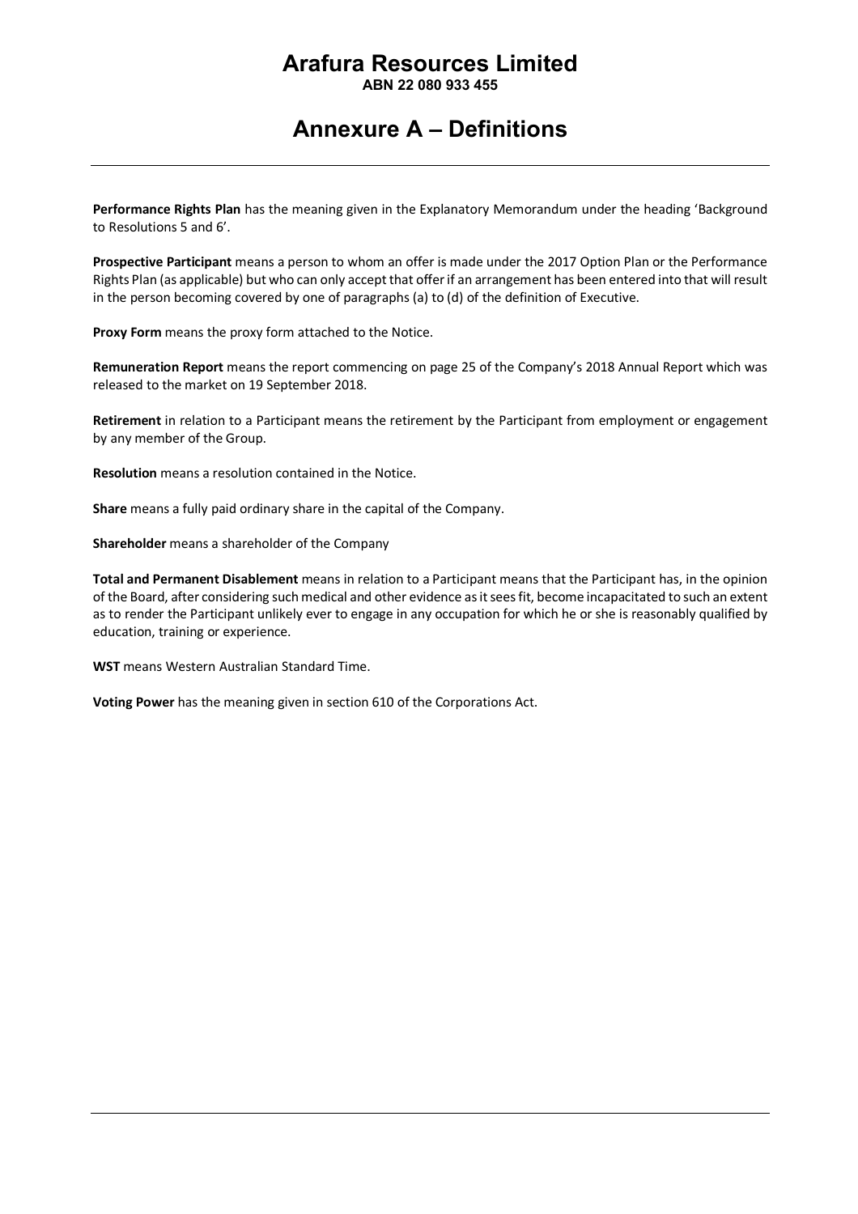# Arafura Resources Limited

**ABN 22 080 933 455**

# Annexure A – Definitions

**Performance Rights Plan** has the meaning given in the Explanatory Memorandum under the heading 'Background to Resolutions 5 and 6'.

**Prospective Participant** means a person to whom an offer is made under the 2017 Option Plan or the Performance Rights Plan (as applicable) but who can only accept that offer if an arrangement has been entered into that will result in the person becoming covered by one of paragraphs (a) to (d) of the definition of Executive.

**Proxy Form** means the proxy form attached to the Notice.

**Remuneration Report** means the report commencing on page 25 of the Company's 2018 Annual Report which was released to the market on 19 September 2018.

**Retirement** in relation to a Participant means the retirement by the Participant from employment or engagement by any member of the Group.

**Resolution** means a resolution contained in the Notice.

**Share** means a fully paid ordinary share in the capital of the Company.

**Shareholder** means a shareholder of the Company

**Total and Permanent Disablement** means in relation to a Participant means that the Participant has, in the opinion of the Board, after considering such medical and other evidence as it sees fit, become incapacitated to such an extent as to render the Participant unlikely ever to engage in any occupation for which he or she is reasonably qualified by education, training or experience.

**WST** means Western Australian Standard Time.

**Voting Power** has the meaning given in section 610 of the Corporations Act.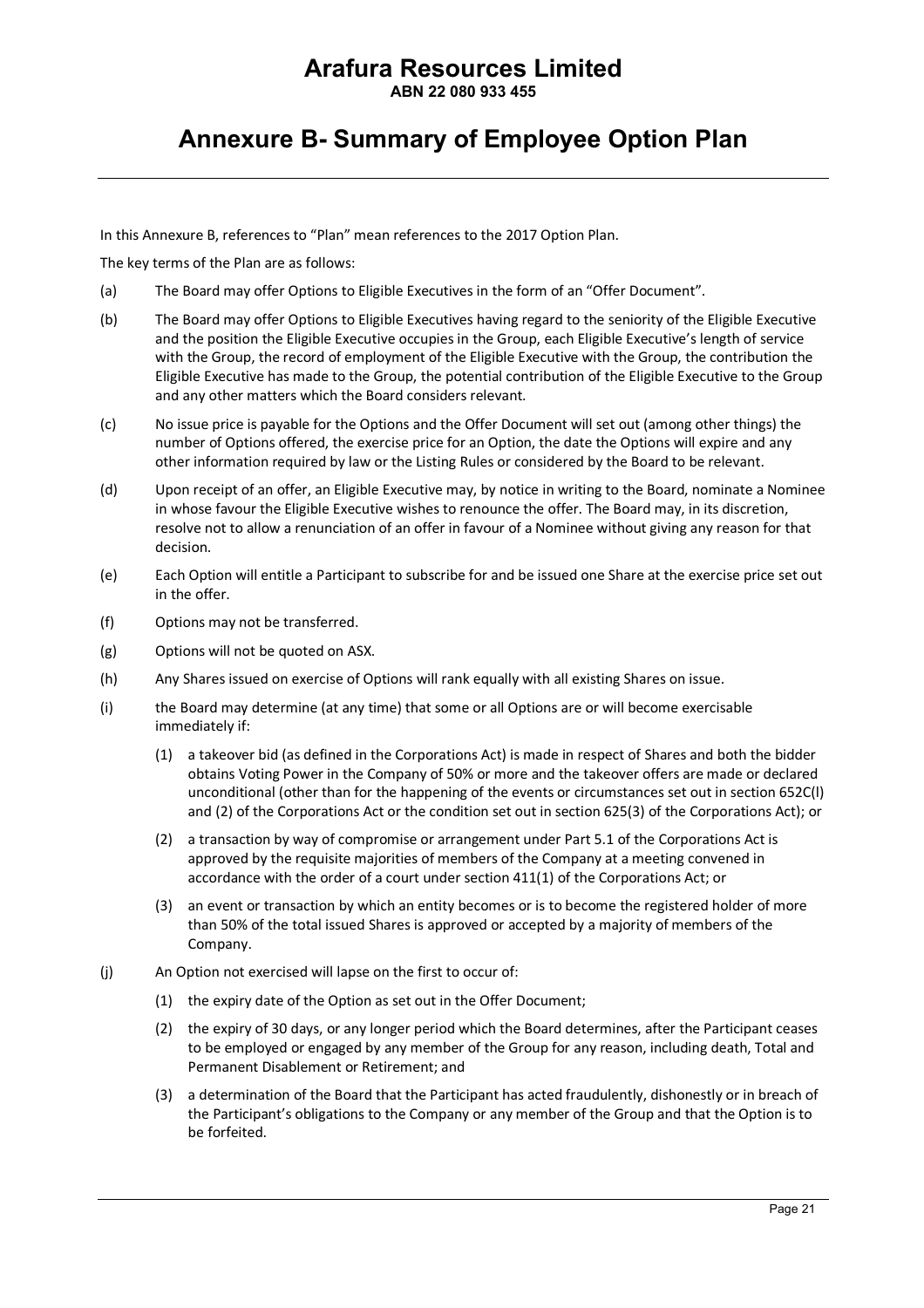# Arafura Resources Limited

**ABN 22 080 933 455**

# Annexure B- Summary of Employee Option Plan

In this Annexure B, references to "Plan" mean references to the 2017 Option Plan.

The key terms of the Plan are as follows:

(a) The Board may offer Options to Eligible Executives in the form of an "Offer Document".

(b) The Board may offer Options to Eligible Executives having regard to the seniority of the Eligible Executive and the position the Eligible Executive occupies in the Group, each Eligible Executive's length of service with the Group, the record of employment of the Eligible Executive with the Group, the contribution the Eligible Executive has made to the Group, the potential contribution of the Eligible Executive to the Group and any other matters which the Board considers relevant.

(c) No issue price is payable for the Options and the Offer Document will set out (among other things) the number of Options offered, the exercise price for an Option, the date the Options will expire and any other information required by law or the Listing Rules or considered by the Board to be relevant.

(d) Upon receipt of an offer, an Eligible Executive may, by notice in writing to the Board, nominate a Nominee in whose favour the Eligible Executive wishes to renounce the offer. The Board may, in its discretion, resolve not to allow a renunciation of an offer in favour of a Nominee without giving any reason for that decision.

(e) Each Option will entitle a Participant to subscribe for and be issued one Share at the exercise price set out in the offer.

(f) Options may not be transferred.

(g) Options will not be quoted on ASX.

(h) Any Shares issued on exercise of Options will rank equally with all existing Shares on issue.

(i) the Board may determine (at any time) that some or all Options are or will become exercisable immediately if:

(1) a takeover bid (as defined in the Corporations Act) is made in respect of Shares and both the bidder obtains Voting Power in the Company of 50% or more and the takeover offers are made or declared unconditional (other than for the happening of the events or circumstances set out in section 652C(l) and (2) of the Corporations Act or the condition set out in section 625(3) of the Corporations Act); or

(2) a transaction by way of compromise or arrangement under Part 5.1 of the Corporations Act is approved by the requisite majorities of members of the Company at a meeting convened in accordance with the order of a court under section 411(1) of the Corporations Act; or

(3) an event or transaction by which an entity becomes or is to become the registered holder of more than 50% of the total issued Shares is approved or accepted by a majority of members of the Company.

(j) An Option not exercised will lapse on the first to occur of:

(1) the expiry date of the Option as set out in the Offer Document;

(2) the expiry of 30 days, or any longer period which the Board determines, after the Participant ceases to be employed or engaged by any member of the Group for any reason, including death, Total and Permanent Disablement or Retirement; and

(3) a determination of the Board that the Participant has acted fraudulently, dishonestly or in breach of the Participant's obligations to the Company or any member of the Group and that the Option is to be forfeited.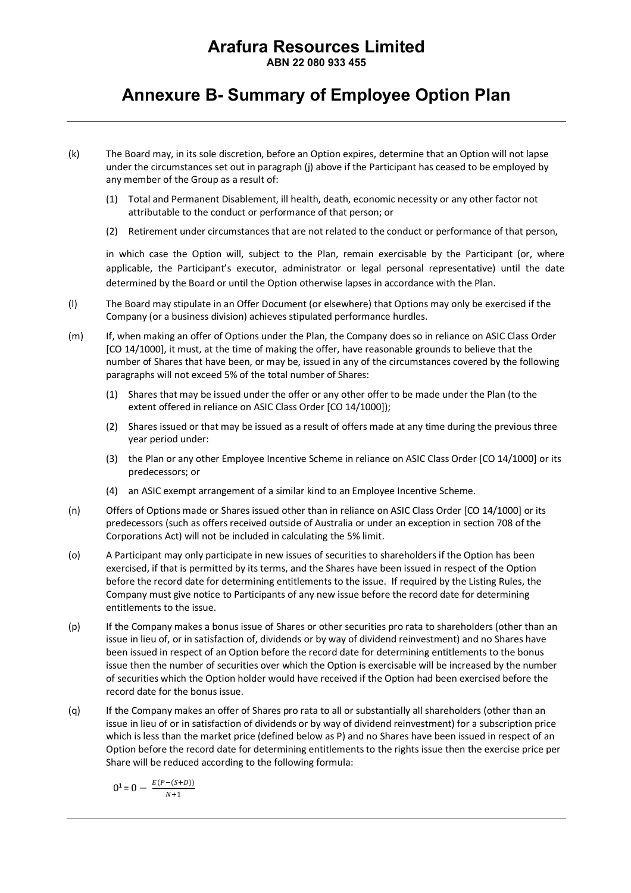# Arafura Resources Limited

**ABN 22 080 933 455**

# Annexure B- Summary of Employee Option Plan

(k) The Board may, in its sole discretion, before an Option expires, determine that an Option will not lapse under the circumstances set out in paragraph (j) above if the Participant has ceased to be employed by any member of the Group as a result of:

(1) Total and Permanent Disablement, ill health, death, economic necessity or any other factor not attributable to the conduct or performance of that person; or

(2) Retirement under circumstances that are not related to the conduct or performance of that person,

in which case the Option will, subject to the Plan, remain exercisable by the Participant (or, where applicable, the Participant's executor, administrator or legal personal representative) until the date determined by the Board or until the Option otherwise lapses in accordance with the Plan.

(l) The Board may stipulate in an Offer Document (or elsewhere) that Options may only be exercised if the Company (or a business division) achieves stipulated performance hurdles.

(m) If, when making an offer of Options under the Plan, the Company does so in reliance on ASIC Class Order [CO 14/1000], it must, at the time of making the offer, have reasonable grounds to believe that the number of Shares that have been, or may be, issued in any of the circumstances covered by the following paragraphs will not exceed 5% of the total number of Shares:

(1) Shares that may be issued under the offer or any other offer to be made under the Plan (to the extent offered in reliance on ASIC Class Order [CO 14/1000]);

(2) Shares issued or that may be issued as a result of offers made at any time during the previous three year period under:

(3) the Plan or any other Employee Incentive Scheme in reliance on ASIC Class Order [CO 14/1000] or its predecessors; or

(4) an ASIC exempt arrangement of a similar kind to an Employee Incentive Scheme.

(n) Offers of Options made or Shares issued other than in reliance on ASIC Class Order [CO 14/1000] or its predecessors (such as offers received outside of Australia or under an exception in section 708 of the Corporations Act) will not be included in calculating the 5% limit.

(o) A Participant may only participate in new issues of securities to shareholders if the Option has been exercised, if that is permitted by its terms, and the Shares have been issued in respect of the Option before the record date for determining entitlements to the issue. If required by the Listing Rules, the Company must give notice to Participants of any new issue before the record date for determining entitlements to the issue.

(p) If the Company makes a bonus issue of Shares or other securities pro rata to shareholders (other than an issue in lieu of, or in satisfaction of, dividends or by way of dividend reinvestment) and no Shares have been issued in respect of an Option before the record date for determining entitlements to the bonus issue then the number of securities over which the Option is exercisable will be increased by the number of securities which the Option holder would have received if the Option had been exercised before the record date for the bonus issue.

(q) If the Company makes an offer of Shares pro rata to all or substantially all shareholders (other than an issue in lieu of or in satisfaction of dividends or by way of dividend reinvestment) for a subscription price which is less than the market price (defined below as P) and no Shares have been issued in respect of an Option before the record date for determining entitlements to the rights issue then the exercise price per Share will be reduced according to the following formula:

$$0^1 = 0 - \frac{E(P-(S+D))}{N+1}$$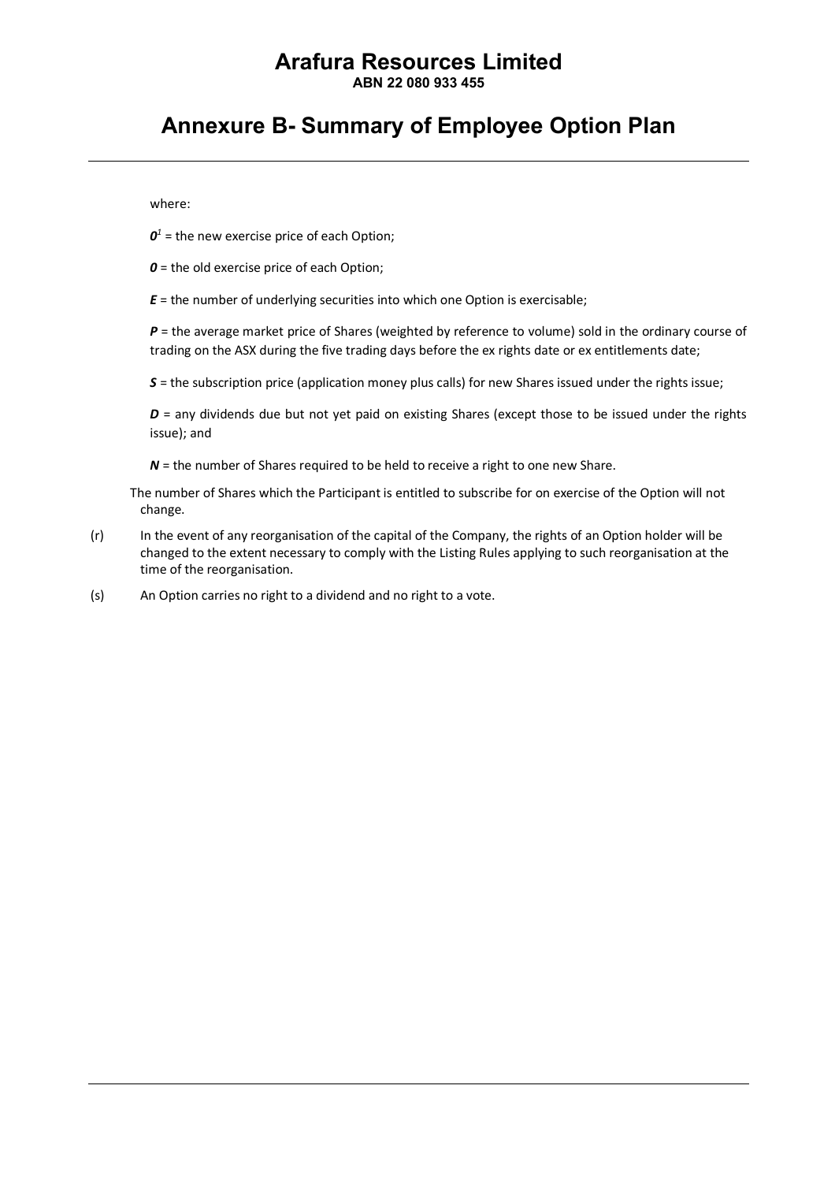where:

$O^1$ = the new exercise price of each Option;

$O$ = the old exercise price of each Option;

$E$ = the number of underlying securities into which one Option is exercisable;

$P$ = the average market price of Shares (weighted by reference to volume) sold in the ordinary course of trading on the ASX during the five trading days before the ex rights date or ex entitlements date;

$S$ = the subscription price (application money plus calls) for new Shares issued under the rights issue;

$D$ = any dividends due but not yet paid on existing Shares (except those to be issued under the rights issue); and

$N$ = the number of Shares required to be held to receive a right to one new Share.

The number of Shares which the Participant is entitled to subscribe for on exercise of the Option will not change.

(r) In the event of any reorganisation of the capital of the Company, the rights of an Option holder will be changed to the extent necessary to comply with the Listing Rules applying to such reorganisation at the time of the reorganisation.

(s) An Option carries no right to a dividend and no right to a vote.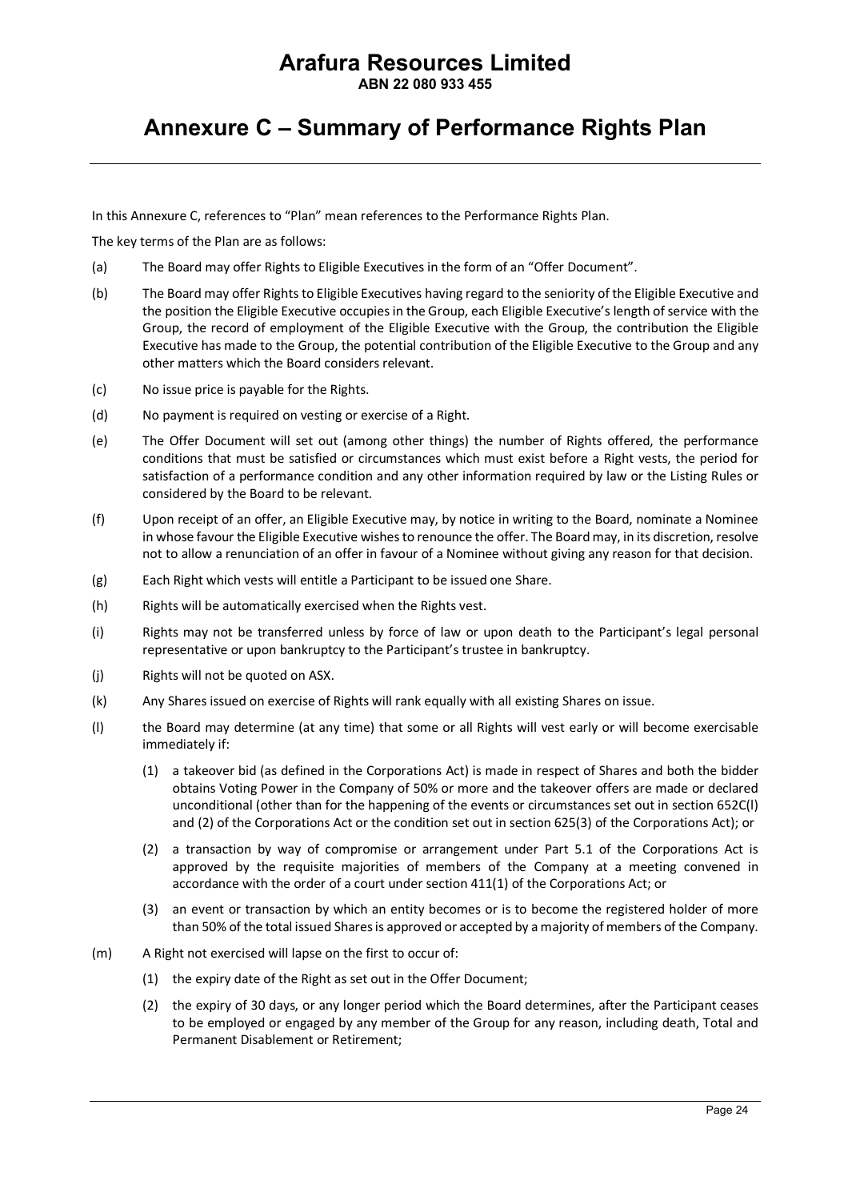# Arafura Resources Limited

**ABN 22 080 933 455**

## Annexure C – Summary of Performance Rights Plan

In this Annexure C, references to "Plan" mean references to the Performance Rights Plan.

The key terms of the Plan are as follows:

(a) The Board may offer Rights to Eligible Executives in the form of an "Offer Document".

(b) The Board may offer Rights to Eligible Executives having regard to the seniority of the Eligible Executive and the position the Eligible Executive occupies in the Group, each Eligible Executive's length of service with the Group, the record of employment of the Eligible Executive with the Group, the contribution the Eligible Executive has made to the Group, the potential contribution of the Eligible Executive to the Group and any other matters which the Board considers relevant.

(c) No issue price is payable for the Rights.

(d) No payment is required on vesting or exercise of a Right.

(e) The Offer Document will set out (among other things) the number of Rights offered, the performance conditions that must be satisfied or circumstances which must exist before a Right vests, the period for satisfaction of a performance condition and any other information required by law or the Listing Rules or considered by the Board to be relevant.

(f) Upon receipt of an offer, an Eligible Executive may, by notice in writing to the Board, nominate a Nominee in whose favour the Eligible Executive wishes to renounce the offer. The Board may, in its discretion, resolve not to allow a renunciation of an offer in favour of a Nominee without giving any reason for that decision.

(g) Each Right which vests will entitle a Participant to be issued one Share.

(h) Rights will be automatically exercised when the Rights vest.

(i) Rights may not be transferred unless by force of law or upon death to the Participant's legal personal representative or upon bankruptcy to the Participant's trustee in bankruptcy.

(j) Rights will not be quoted on ASX.

(k) Any Shares issued on exercise of Rights will rank equally with all existing Shares on issue.

(l) the Board may determine (at any time) that some or all Rights will vest early or will become exercisable immediately if:

(1) a takeover bid (as defined in the Corporations Act) is made in respect of Shares and both the bidder obtains Voting Power in the Company of 50% or more and the takeover offers are made or declared unconditional (other than for the happening of the events or circumstances set out in section 652C(l) and (2) of the Corporations Act or the condition set out in section 625(3) of the Corporations Act); or

(2) a transaction by way of compromise or arrangement under Part 5.1 of the Corporations Act is approved by the requisite majorities of members of the Company at a meeting convened in accordance with the order of a court under section 411(1) of the Corporations Act; or

(3) an event or transaction by which an entity becomes or is to become the registered holder of more than 50% of the total issued Shares is approved or accepted by a majority of members of the Company.

(m) A Right not exercised will lapse on the first to occur of:

(1) the expiry date of the Right as set out in the Offer Document;

(2) the expiry of 30 days, or any longer period which the Board determines, after the Participant ceases to be employed or engaged by any member of the Group for any reason, including death, Total and Permanent Disablement or Retirement;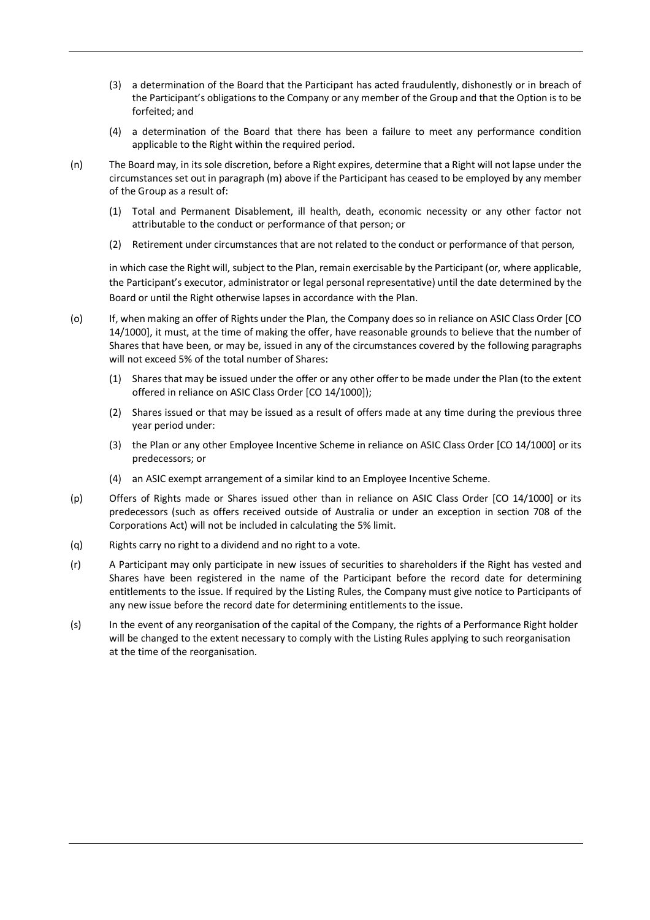(3) a determination of the Board that the Participant has acted fraudulently, dishonestly or in breach of the Participant's obligations to the Company or any member of the Group and that the Option is to be forfeited; and

(4) a determination of the Board that there has been a failure to meet any performance condition applicable to the Right within the required period.

(n) The Board may, in its sole discretion, before a Right expires, determine that a Right will not lapse under the circumstances set out in paragraph (m) above if the Participant has ceased to be employed by any member of the Group as a result of:

(1) Total and Permanent Disablement, ill health, death, economic necessity or any other factor not attributable to the conduct or performance of that person; or

(2) Retirement under circumstances that are not related to the conduct or performance of that person,

in which case the Right will, subject to the Plan, remain exercisable by the Participant (or, where applicable, the Participant's executor, administrator or legal personal representative) until the date determined by the Board or until the Right otherwise lapses in accordance with the Plan.

(o) If, when making an offer of Rights under the Plan, the Company does so in reliance on ASIC Class Order [CO 14/1000], it must, at the time of making the offer, have reasonable grounds to believe that the number of Shares that have been, or may be, issued in any of the circumstances covered by the following paragraphs will not exceed 5% of the total number of Shares:

(1) Shares that may be issued under the offer or any other offer to be made under the Plan (to the extent offered in reliance on ASIC Class Order [CO 14/1000]);

(2) Shares issued or that may be issued as a result of offers made at any time during the previous three year period under:

(3) the Plan or any other Employee Incentive Scheme in reliance on ASIC Class Order [CO 14/1000] or its predecessors; or

(4) an ASIC exempt arrangement of a similar kind to an Employee Incentive Scheme.

(p) Offers of Rights made or Shares issued other than in reliance on ASIC Class Order [CO 14/1000] or its predecessors (such as offers received outside of Australia or under an exception in section 708 of the Corporations Act) will not be included in calculating the 5% limit.

(q) Rights carry no right to a dividend and no right to a vote.

(r) A Participant may only participate in new issues of securities to shareholders if the Right has vested and Shares have been registered in the name of the Participant before the record date for determining entitlements to the issue. If required by the Listing Rules, the Company must give notice to Participants of any new issue before the record date for determining entitlements to the issue.

(s) In the event of any reorganisation of the capital of the Company, the rights of a Performance Right holder will be changed to the extent necessary to comply with the Listing Rules applying to such reorganisation at the time of the reorganisation.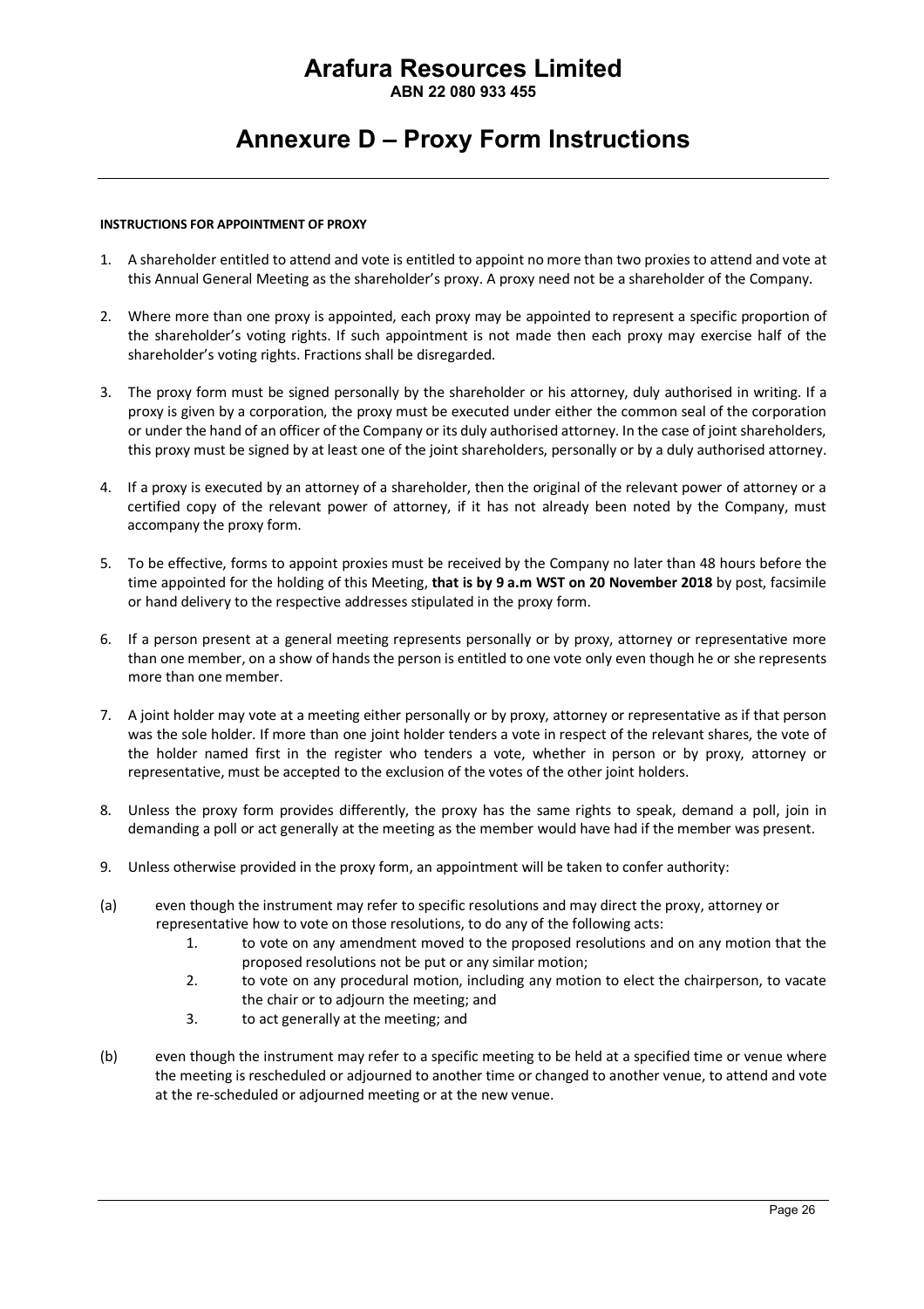# Arafura Resources Limited

**ABN 22 080 933 455**

## Annexure D – Proxy Form Instructions

**INSTRUCTIONS FOR APPOINTMENT OF PROXY**

1. A shareholder entitled to attend and vote is entitled to appoint no more than two proxies to attend and vote at this Annual General Meeting as the shareholder's proxy. A proxy need not be a shareholder of the Company.

2. Where more than one proxy is appointed, each proxy may be appointed to represent a specific proportion of the shareholder's voting rights. If such appointment is not made then each proxy may exercise half of the shareholder's voting rights. Fractions shall be disregarded.

3. The proxy form must be signed personally by the shareholder or his attorney, duly authorised in writing. If a proxy is given by a corporation, the proxy must be executed under either the common seal of the corporation or under the hand of an officer of the Company or its duly authorised attorney. In the case of joint shareholders, this proxy must be signed by at least one of the joint shareholders, personally or by a duly authorised attorney.

4. If a proxy is executed by an attorney of a shareholder, then the original of the relevant power of attorney or a certified copy of the relevant power of attorney, if it has not already been noted by the Company, must accompany the proxy form.

5. To be effective, forms to appoint proxies must be received by the Company no later than 48 hours before the time appointed for the holding of this Meeting, **that is by 9 a.m WST on 20 November 2018** by post, facsimile or hand delivery to the respective addresses stipulated in the proxy form.

6. If a person present at a general meeting represents personally or by proxy, attorney or representative more than one member, on a show of hands the person is entitled to one vote only even though he or she represents more than one member.

7. A joint holder may vote at a meeting either personally or by proxy, attorney or representative as if that person was the sole holder. If more than one joint holder tenders a vote in respect of the relevant shares, the vote of the holder named first in the register who tenders a vote, whether in person or by proxy, attorney or representative, must be accepted to the exclusion of the votes of the other joint holders.

8. Unless the proxy form provides differently, the proxy has the same rights to speak, demand a poll, join in demanding a poll or act generally at the meeting as the member would have had if the member was present.

9. Unless otherwise provided in the proxy form, an appointment will be taken to confer authority:

(a) even though the instrument may refer to specific resolutions and may direct the proxy, attorney or representative how to vote on those resolutions, to do any of the following acts:

   1. to vote on any amendment moved to the proposed resolutions and on any motion that the proposed resolutions not be put or any similar motion;
   2. to vote on any procedural motion, including any motion to elect the chairperson, to vacate the chair or to adjourn the meeting; and
   3. to act generally at the meeting; and

(b) even though the instrument may refer to a specific meeting to be held at a specified time or venue where the meeting is rescheduled or adjourned to another time or changed to another venue, to attend and vote at the re-scheduled or adjourned meeting or at the new venue.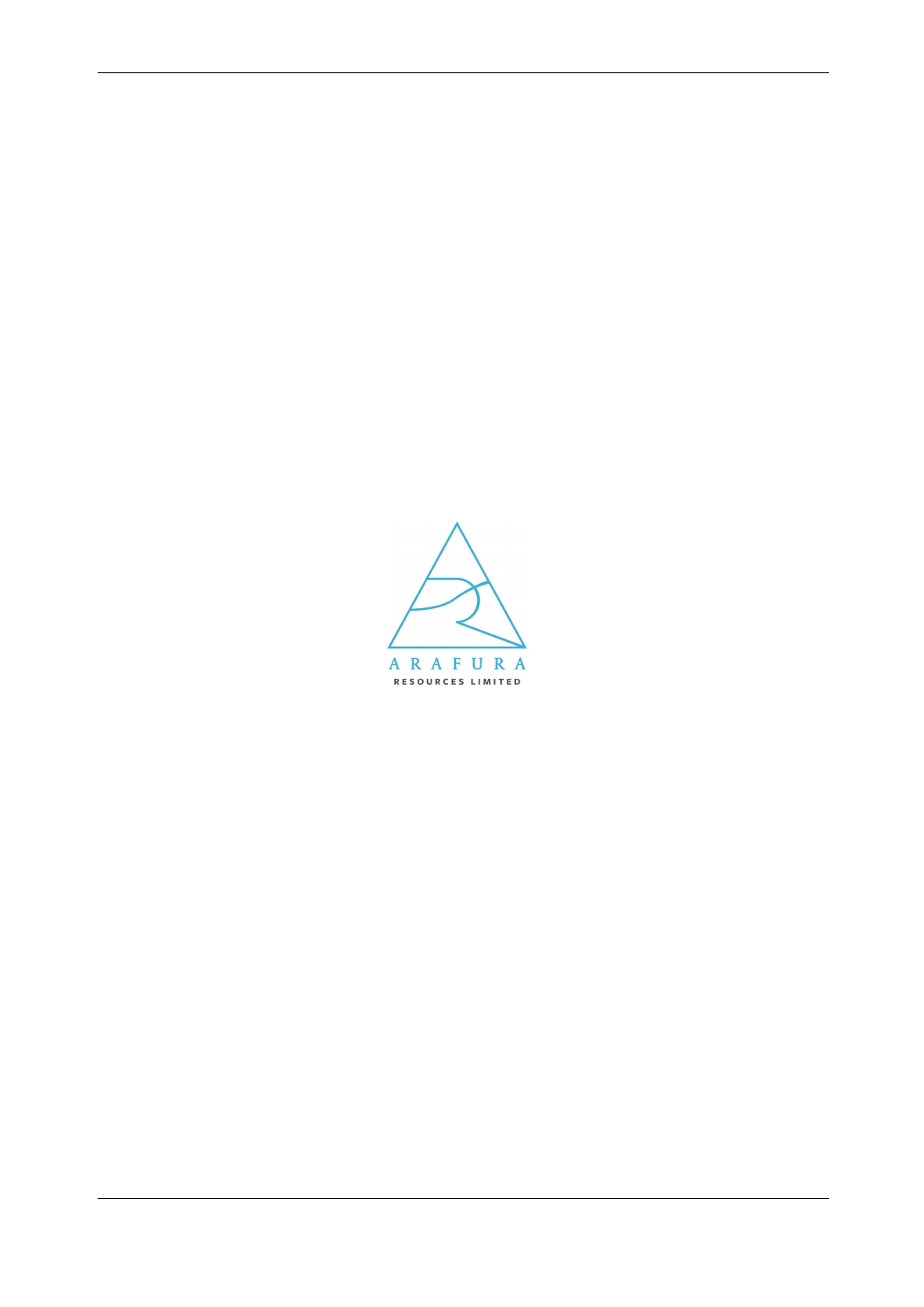ARAFURA

RESOURCES LIMITED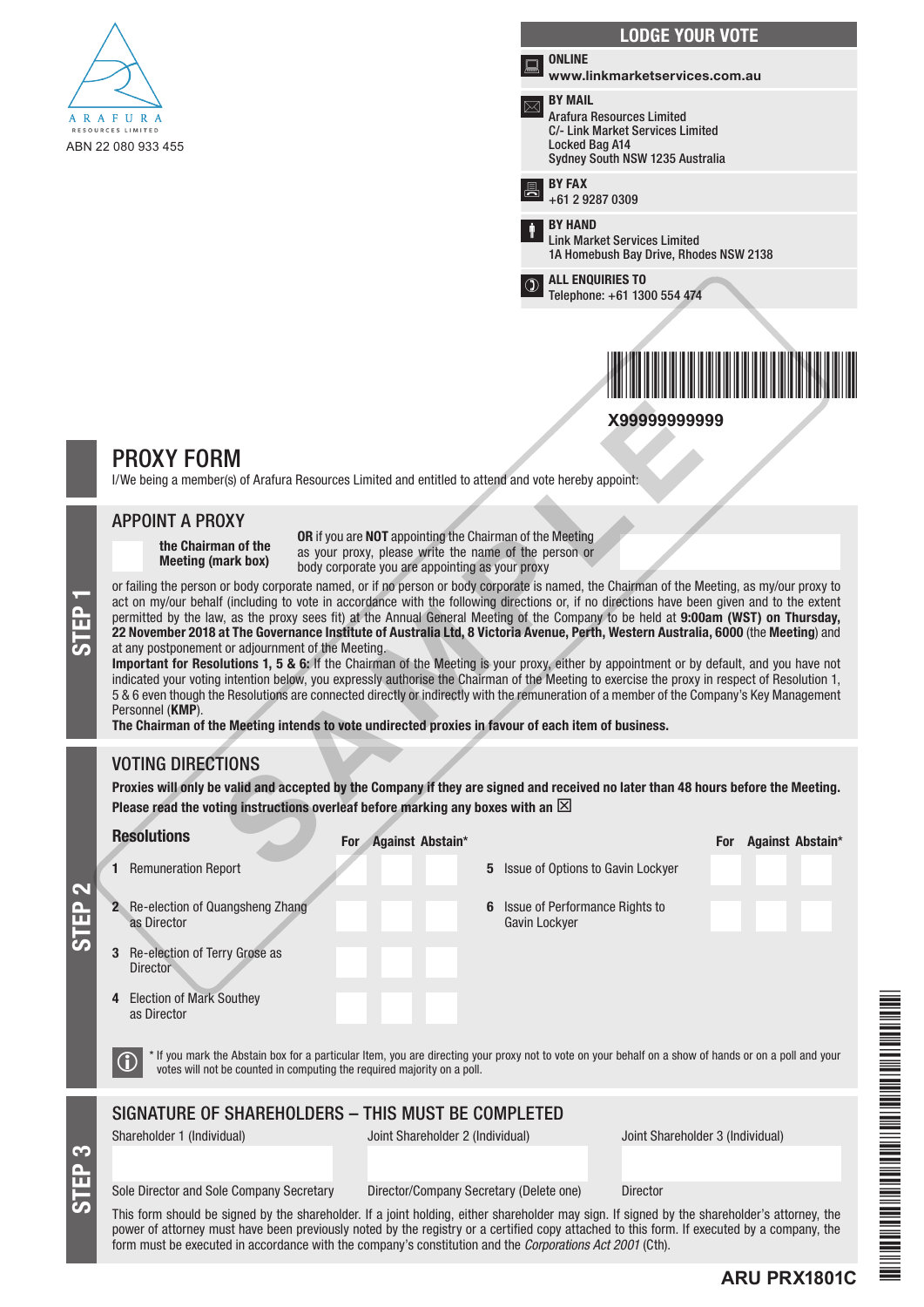ARAFURA RESOURCES LIMITED

ABN 22 080 933 455

## LODGE YOUR VOTE

**ONLINE**
**www.linkmarketservices.com.au**

**BY MAIL**
Arafura Resources Limited
C/- Link Market Services Limited
Locked Bag A14
Sydney South NSW 1235 Australia

**BY FAX**
+61 2 9287 0309

**BY HAND**
Link Market Services Limited
1A Homebush Bay Drive, Rhodes NSW 2138

**ALL ENQUIRIES TO**
Telephone: +61 1300 554 474

**X99999999999**

SAMPLE

# PROXY FORM

I/We being a member(s) of Arafura Resources Limited and entitled to attend and vote hereby appoint:

## STEP 1

### APPOINT A PROXY

**the Chairman of the Meeting (mark box)**

**OR** if you are **NOT** appointing the Chairman of the Meeting as your proxy, please write the name of the person or body corporate you are appointing as your proxy

or failing the person or body corporate named, or if no person or body corporate is named, the Chairman of the Meeting, as my/our proxy to act on my/our behalf (including to vote in accordance with the following directions or, if no directions have been given and to the extent permitted by the law, as the proxy sees fit) at the Annual General Meeting of the Company to be held at **9:00am (WST) on Thursday, 22 November 2018 at The Governance Institute of Australia Ltd, 8 Victoria Avenue, Perth, Western Australia, 6000** (the **Meeting**) and at any postponement or adjournment of the Meeting.

**Important for Resolutions 1, 5 & 6:** If the Chairman of the Meeting is your proxy, either by appointment or by default, and you have not indicated your voting intention below, you expressly authorise the Chairman of the Meeting to exercise the proxy in respect of Resolution 1, 5 & 6 even though the Resolutions are connected directly or indirectly with the remuneration of a member of the Company's Key Management Personnel (**KMP**).

**The Chairman of the Meeting intends to vote undirected proxies in favour of each item of business.**

## STEP 2

### VOTING DIRECTIONS

**Proxies will only be valid and accepted by the Company if they are signed and received no later than 48 hours before the Meeting.**
**Please read the voting instructions overleaf before marking any boxes with an ☒**

| Resolutions | For | Against | Abstain* |
|---|---|---|---|
| 1 Remuneration Report | | | |
| 2 Re-election of Quangsheng Zhang as Director | | | |
| 3 Re-election of Terry Grose as Director | | | |
| 4 Election of Mark Southey as Director | | | |
| 5 Issue of Options to Gavin Lockyer | | | |
| 6 Issue of Performance Rights to Gavin Lockyer | | | |

ⓘ * If you mark the Abstain box for a particular Item, you are directing your proxy not to vote on your behalf on a show of hands or on a poll and your votes will not be counted in computing the required majority on a poll.

## STEP 3

### SIGNATURE OF SHAREHOLDERS – THIS MUST BE COMPLETED

| Shareholder 1 (Individual) | Joint Shareholder 2 (Individual) | Joint Shareholder 3 (Individual) |
|---|---|---|
| | | |
| Sole Director and Sole Company Secretary | Director/Company Secretary (Delete one) | Director |

This form should be signed by the shareholder. If a joint holding, either shareholder may sign. If signed by the shareholder's attorney, the power of attorney must have been previously noted by the registry or a certified copy attached to this form. If executed by a company, the form must be executed in accordance with the company's constitution and the *Corporations Act 2001* (Cth).

**ARU PRX1801C**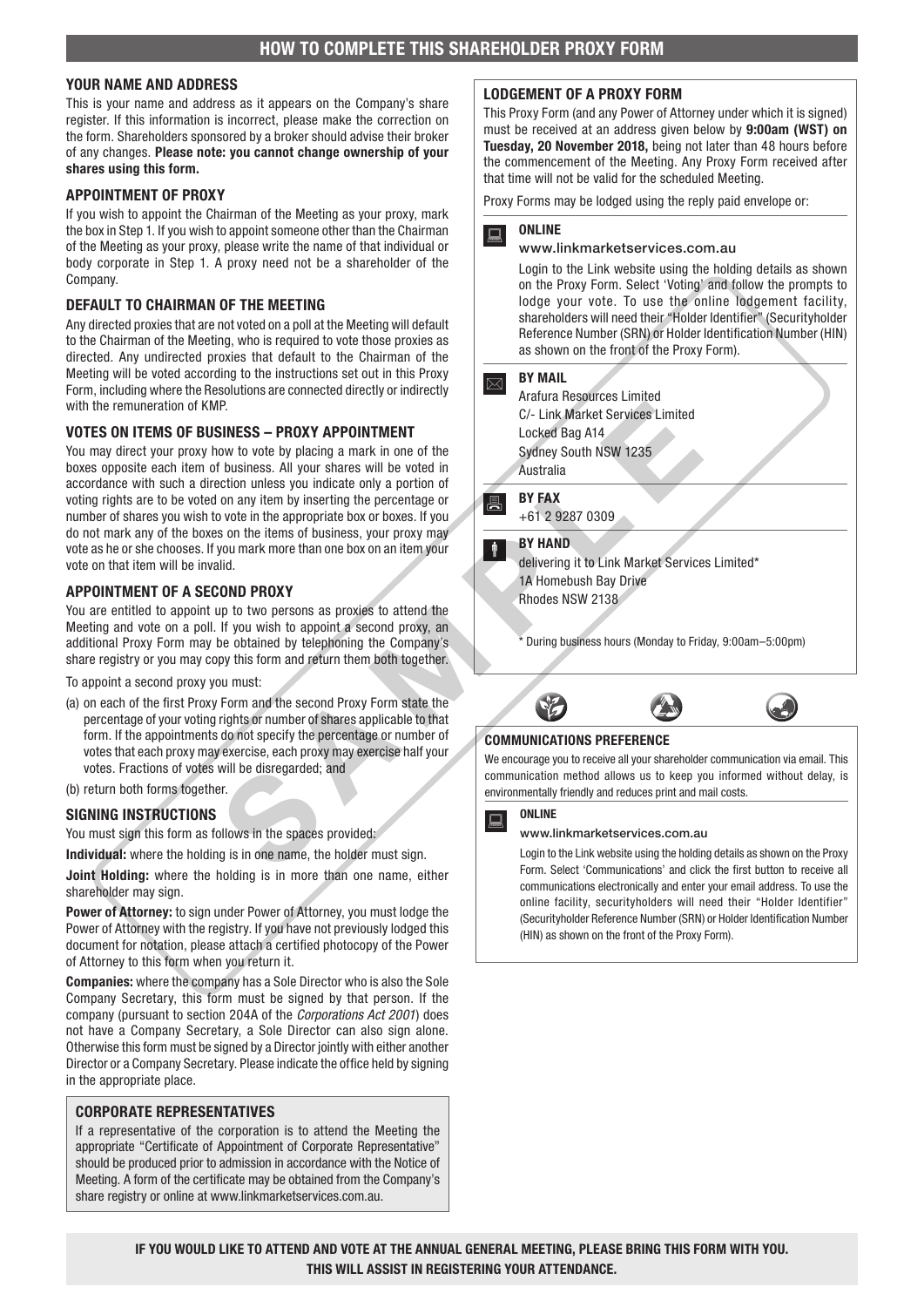# HOW TO COMPLETE THIS SHAREHOLDER PROXY FORM

### YOUR NAME AND ADDRESS

This is your name and address as it appears on the Company's share register. If this information is incorrect, please make the correction on the form. Shareholders sponsored by a broker should advise their broker of any changes. **Please note: you cannot change ownership of your shares using this form.**

### APPOINTMENT OF PROXY

If you wish to appoint the Chairman of the Meeting as your proxy, mark the box in Step 1. If you wish to appoint someone other than the Chairman of the Meeting as your proxy, please write the name of that individual or body corporate in Step 1. A proxy need not be a shareholder of the Company.

### DEFAULT TO CHAIRMAN OF THE MEETING

Any directed proxies that are not voted on a poll at the Meeting will default to the Chairman of the Meeting, who is required to vote those proxies as directed. Any undirected proxies that default to the Chairman of the Meeting will be voted according to the instructions set out in this Proxy Form, including where the Resolutions are connected directly or indirectly with the remuneration of KMP.

### VOTES ON ITEMS OF BUSINESS – PROXY APPOINTMENT

You may direct your proxy how to vote by placing a mark in one of the boxes opposite each item of business. All your shares will be voted in accordance with such a direction unless you indicate only a portion of voting rights are to be voted on any item by inserting the percentage or number of shares you wish to vote in the appropriate box or boxes. If you do not mark any of the boxes on the items of business, your proxy may vote as he or she chooses. If you mark more than one box on an item your vote on that item will be invalid.

### APPOINTMENT OF A SECOND PROXY

You are entitled to appoint up to two persons as proxies to attend the Meeting and vote on a poll. If you wish to appoint a second proxy, an additional Proxy Form may be obtained by telephoning the Company's share registry or you may copy this form and return them both together.

To appoint a second proxy you must:

(a) on each of the first Proxy Form and the second Proxy Form state the percentage of your voting rights or number of shares applicable to that form. If the appointments do not specify the percentage or number of votes that each proxy may exercise, each proxy may exercise half your votes. Fractions of votes will be disregarded; and

(b) return both forms together.

### SIGNING INSTRUCTIONS

You must sign this form as follows in the spaces provided:

**Individual:** where the holding is in one name, the holder must sign.

**Joint Holding:** where the holding is in more than one name, either shareholder may sign.

**Power of Attorney:** to sign under Power of Attorney, you must lodge the Power of Attorney with the registry. If you have not previously lodged this document for notation, please attach a certified photocopy of the Power of Attorney to this form when you return it.

**Companies:** where the company has a Sole Director who is also the Sole Company Secretary, this form must be signed by that person. If the company (pursuant to section 204A of the *Corporations Act 2001*) does not have a Company Secretary, a Sole Director can also sign alone. Otherwise this form must be signed by a Director jointly with either another Director or a Company Secretary. Please indicate the office held by signing in the appropriate place.

### CORPORATE REPRESENTATIVES

If a representative of the corporation is to attend the Meeting the appropriate "Certificate of Appointment of Corporate Representative" should be produced prior to admission in accordance with the Notice of Meeting. A form of the certificate may be obtained from the Company's share registry or online at www.linkmarketservices.com.au.

### LODGEMENT OF A PROXY FORM

This Proxy Form (and any Power of Attorney under which it is signed) must be received at an address given below by **9:00am (WST) on Tuesday, 20 November 2018,** being not later than 48 hours before the commencement of the Meeting. Any Proxy Form received after that time will not be valid for the scheduled Meeting.

Proxy Forms may be lodged using the reply paid envelope or:

**ONLINE**

www.linkmarketservices.com.au

Login to the Link website using the holding details as shown on the Proxy Form. Select 'Voting' and follow the prompts to lodge your vote. To use the online lodgement facility, shareholders will need their "Holder Identifier" (Securityholder Reference Number (SRN) or Holder Identification Number (HIN) as shown on the front of the Proxy Form).

**BY MAIL**

Arafura Resources Limited
C/- Link Market Services Limited
Locked Bag A14
Sydney South NSW 1235
Australia

**BY FAX**

+61 2 9287 0309

**BY HAND**

delivering it to Link Market Services Limited*
1A Homebush Bay Drive
Rhodes NSW 2138

\* During business hours (Monday to Friday, 9:00am–5:00pm)

### COMMUNICATIONS PREFERENCE

We encourage you to receive all your shareholder communication via email. This communication method allows us to keep you informed without delay, is environmentally friendly and reduces print and mail costs.

**ONLINE**

www.linkmarketservices.com.au

Login to the Link website using the holding details as shown on the Proxy Form. Select 'Communications' and click the first button to receive all communications electronically and enter your email address. To use the online facility, securityholders will need their "Holder Identifier" (Securityholder Reference Number (SRN) or Holder Identification Number (HIN) as shown on the front of the Proxy Form).

**IF YOU WOULD LIKE TO ATTEND AND VOTE AT THE ANNUAL GENERAL MEETING, PLEASE BRING THIS FORM WITH YOU. THIS WILL ASSIST IN REGISTERING YOUR ATTENDANCE.**